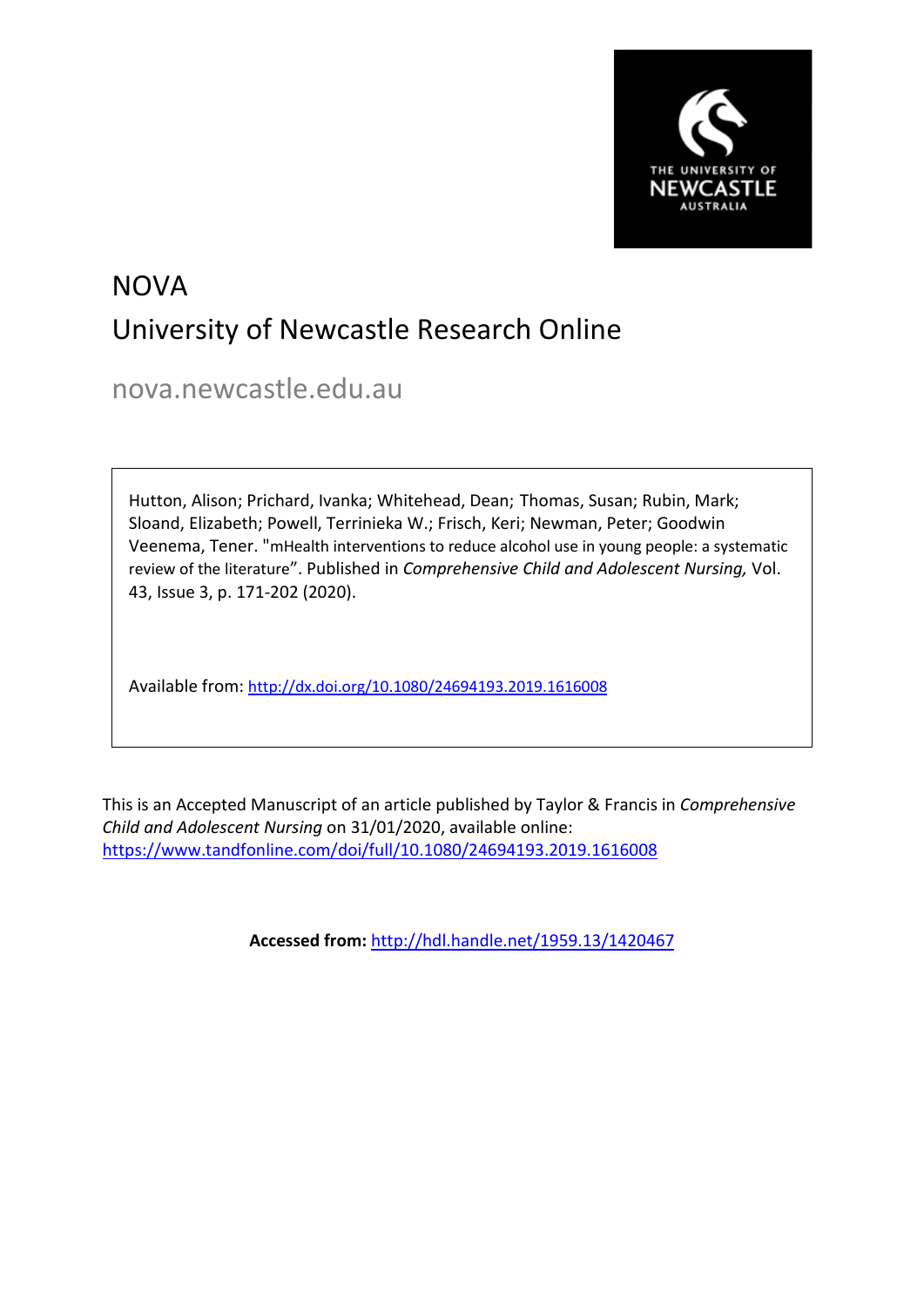# NOVA
## University of Newcastle Research Online

nova.newcastle.edu.au

Hutton, Alison; Prichard, Ivanka; Whitehead, Dean; Thomas, Susan; Rubin, Mark; Sloand, Elizabeth; Powell, Terrinieka W.; Frisch, Keri; Newman, Peter; Goodwin Veenema, Tener. "mHealth interventions to reduce alcohol use in young people: a systematic review of the literature". Published in *Comprehensive Child and Adolescent Nursing,* Vol. 43, Issue 3, p. 171-202 (2020).

Available from: http://dx.doi.org/10.1080/24694193.2019.1616008

This is an Accepted Manuscript of an article published by Taylor & Francis in *Comprehensive Child and Adolescent Nursing* on 31/01/2020, available online: https://www.tandfonline.com/doi/full/10.1080/24694193.2019.1616008

**Accessed from:** http://hdl.handle.net/1959.13/1420467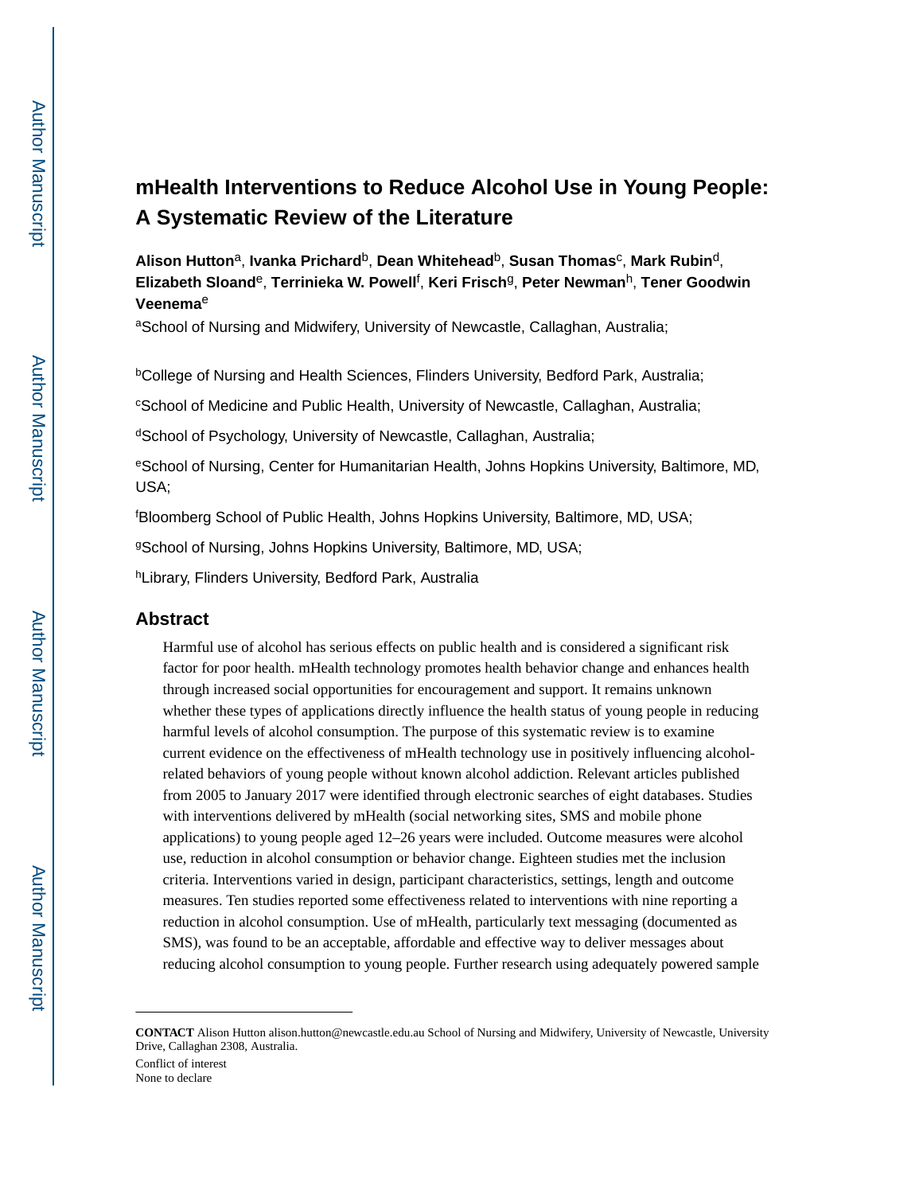# mHealth Interventions to Reduce Alcohol Use in Young People: A Systematic Review of the Literature

**Alison Hutton**[a], **Ivanka Prichard**[b], **Dean Whitehead**[b], **Susan Thomas**[c], **Mark Rubin**[d], **Elizabeth Sloand**[e], **Terrinieka W. Powell**[f], **Keri Frisch**[g], **Peter Newman**[h], **Tener Goodwin Veenema**[e]

[a]School of Nursing and Midwifery, University of Newcastle, Callaghan, Australia;

[b]College of Nursing and Health Sciences, Flinders University, Bedford Park, Australia;

[c]School of Medicine and Public Health, University of Newcastle, Callaghan, Australia;

[d]School of Psychology, University of Newcastle, Callaghan, Australia;

[e]School of Nursing, Center for Humanitarian Health, Johns Hopkins University, Baltimore, MD, USA;

[f]Bloomberg School of Public Health, Johns Hopkins University, Baltimore, MD, USA;

[g]School of Nursing, Johns Hopkins University, Baltimore, MD, USA;

[h]Library, Flinders University, Bedford Park, Australia

## Abstract

Harmful use of alcohol has serious effects on public health and is considered a significant risk factor for poor health. mHealth technology promotes health behavior change and enhances health through increased social opportunities for encouragement and support. It remains unknown whether these types of applications directly influence the health status of young people in reducing harmful levels of alcohol consumption. The purpose of this systematic review is to examine current evidence on the effectiveness of mHealth technology use in positively influencing alcohol-related behaviors of young people without known alcohol addiction. Relevant articles published from 2005 to January 2017 were identified through electronic searches of eight databases. Studies with interventions delivered by mHealth (social networking sites, SMS and mobile phone applications) to young people aged 12–26 years were included. Outcome measures were alcohol use, reduction in alcohol consumption or behavior change. Eighteen studies met the inclusion criteria. Interventions varied in design, participant characteristics, settings, length and outcome measures. Ten studies reported some effectiveness related to interventions with nine reporting a reduction in alcohol consumption. Use of mHealth, particularly text messaging (documented as SMS), was found to be an acceptable, affordable and effective way to deliver messages about reducing alcohol consumption to young people. Further research using adequately powered sample

---

**CONTACT** Alison Hutton alison.hutton@newcastle.edu.au School of Nursing and Midwifery, University of Newcastle, University Drive, Callaghan 2308, Australia.

Conflict of interest
None to declare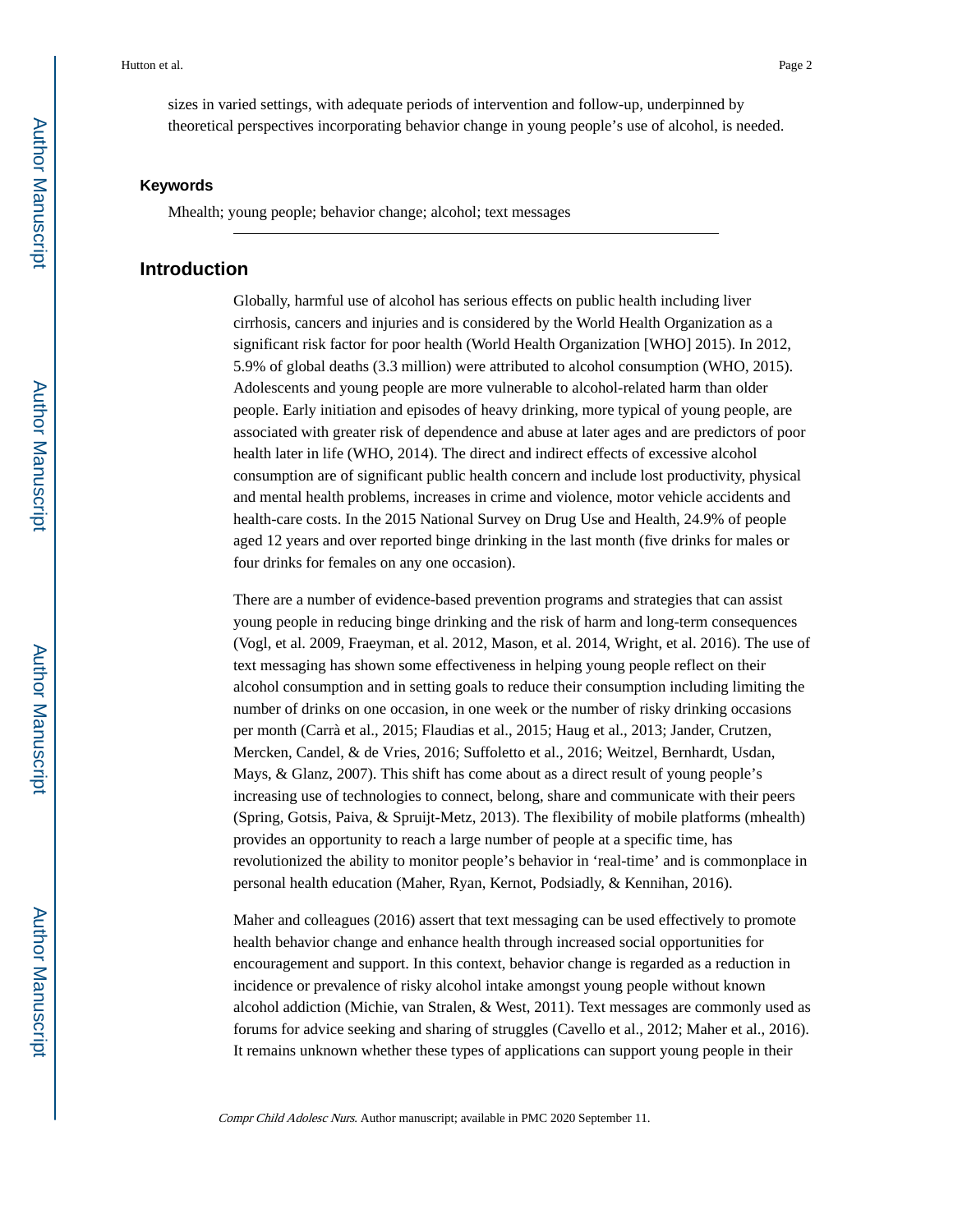sizes in varied settings, with adequate periods of intervention and follow-up, underpinned by theoretical perspectives incorporating behavior change in young people's use of alcohol, is needed.

### Keywords

Mhealth; young people; behavior change; alcohol; text messages

## Introduction

Globally, harmful use of alcohol has serious effects on public health including liver cirrhosis, cancers and injuries and is considered by the World Health Organization as a significant risk factor for poor health (World Health Organization [WHO] 2015). In 2012, 5.9% of global deaths (3.3 million) were attributed to alcohol consumption (WHO, 2015). Adolescents and young people are more vulnerable to alcohol-related harm than older people. Early initiation and episodes of heavy drinking, more typical of young people, are associated with greater risk of dependence and abuse at later ages and are predictors of poor health later in life (WHO, 2014). The direct and indirect effects of excessive alcohol consumption are of significant public health concern and include lost productivity, physical and mental health problems, increases in crime and violence, motor vehicle accidents and health-care costs. In the 2015 National Survey on Drug Use and Health, 24.9% of people aged 12 years and over reported binge drinking in the last month (five drinks for males or four drinks for females on any one occasion).

There are a number of evidence-based prevention programs and strategies that can assist young people in reducing binge drinking and the risk of harm and long-term consequences (Vogl, et al. 2009, Fraeyman, et al. 2012, Mason, et al. 2014, Wright, et al. 2016). The use of text messaging has shown some effectiveness in helping young people reflect on their alcohol consumption and in setting goals to reduce their consumption including limiting the number of drinks on one occasion, in one week or the number of risky drinking occasions per month (Carrà et al., 2015; Flaudias et al., 2015; Haug et al., 2013; Jander, Crutzen, Mercken, Candel, & de Vries, 2016; Suffoletto et al., 2016; Weitzel, Bernhardt, Usdan, Mays, & Glanz, 2007). This shift has come about as a direct result of young people's increasing use of technologies to connect, belong, share and communicate with their peers (Spring, Gotsis, Paiva, & Spruijt-Metz, 2013). The flexibility of mobile platforms (mhealth) provides an opportunity to reach a large number of people at a specific time, has revolutionized the ability to monitor people's behavior in 'real-time' and is commonplace in personal health education (Maher, Ryan, Kernot, Podsiadly, & Kennihan, 2016).

Maher and colleagues (2016) assert that text messaging can be used effectively to promote health behavior change and enhance health through increased social opportunities for encouragement and support. In this context, behavior change is regarded as a reduction in incidence or prevalence of risky alcohol intake amongst young people without known alcohol addiction (Michie, van Stralen, & West, 2011). Text messages are commonly used as forums for advice seeking and sharing of struggles (Cavello et al., 2012; Maher et al., 2016). It remains unknown whether these types of applications can support young people in their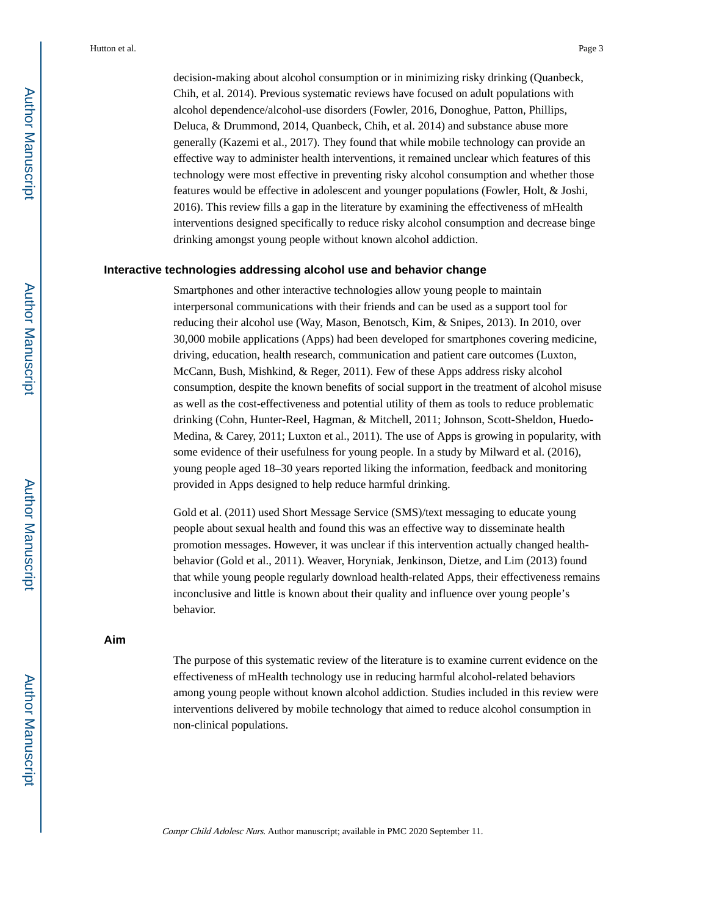decision-making about alcohol consumption or in minimizing risky drinking (Quanbeck, Chih, et al. 2014). Previous systematic reviews have focused on adult populations with alcohol dependence/alcohol-use disorders (Fowler, 2016, Donoghue, Patton, Phillips, Deluca, & Drummond, 2014, Quanbeck, Chih, et al. 2014) and substance abuse more generally (Kazemi et al., 2017). They found that while mobile technology can provide an effective way to administer health interventions, it remained unclear which features of this technology were most effective in preventing risky alcohol consumption and whether those features would be effective in adolescent and younger populations (Fowler, Holt, & Joshi, 2016). This review fills a gap in the literature by examining the effectiveness of mHealth interventions designed specifically to reduce risky alcohol consumption and decrease binge drinking amongst young people without known alcohol addiction.

## Interactive technologies addressing alcohol use and behavior change

Smartphones and other interactive technologies allow young people to maintain interpersonal communications with their friends and can be used as a support tool for reducing their alcohol use (Way, Mason, Benotsch, Kim, & Snipes, 2013). In 2010, over 30,000 mobile applications (Apps) had been developed for smartphones covering medicine, driving, education, health research, communication and patient care outcomes (Luxton, McCann, Bush, Mishkind, & Reger, 2011). Few of these Apps address risky alcohol consumption, despite the known benefits of social support in the treatment of alcohol misuse as well as the cost-effectiveness and potential utility of them as tools to reduce problematic drinking (Cohn, Hunter-Reel, Hagman, & Mitchell, 2011; Johnson, Scott-Sheldon, Huedo-Medina, & Carey, 2011; Luxton et al., 2011). The use of Apps is growing in popularity, with some evidence of their usefulness for young people. In a study by Milward et al. (2016), young people aged 18–30 years reported liking the information, feedback and monitoring provided in Apps designed to help reduce harmful drinking.

Gold et al. (2011) used Short Message Service (SMS)/text messaging to educate young people about sexual health and found this was an effective way to disseminate health promotion messages. However, it was unclear if this intervention actually changed health-behavior (Gold et al., 2011). Weaver, Horyniak, Jenkinson, Dietze, and Lim (2013) found that while young people regularly download health-related Apps, their effectiveness remains inconclusive and little is known about their quality and influence over young people's behavior.

## Aim

The purpose of this systematic review of the literature is to examine current evidence on the effectiveness of mHealth technology use in reducing harmful alcohol-related behaviors among young people without known alcohol addiction. Studies included in this review were interventions delivered by mobile technology that aimed to reduce alcohol consumption in non-clinical populations.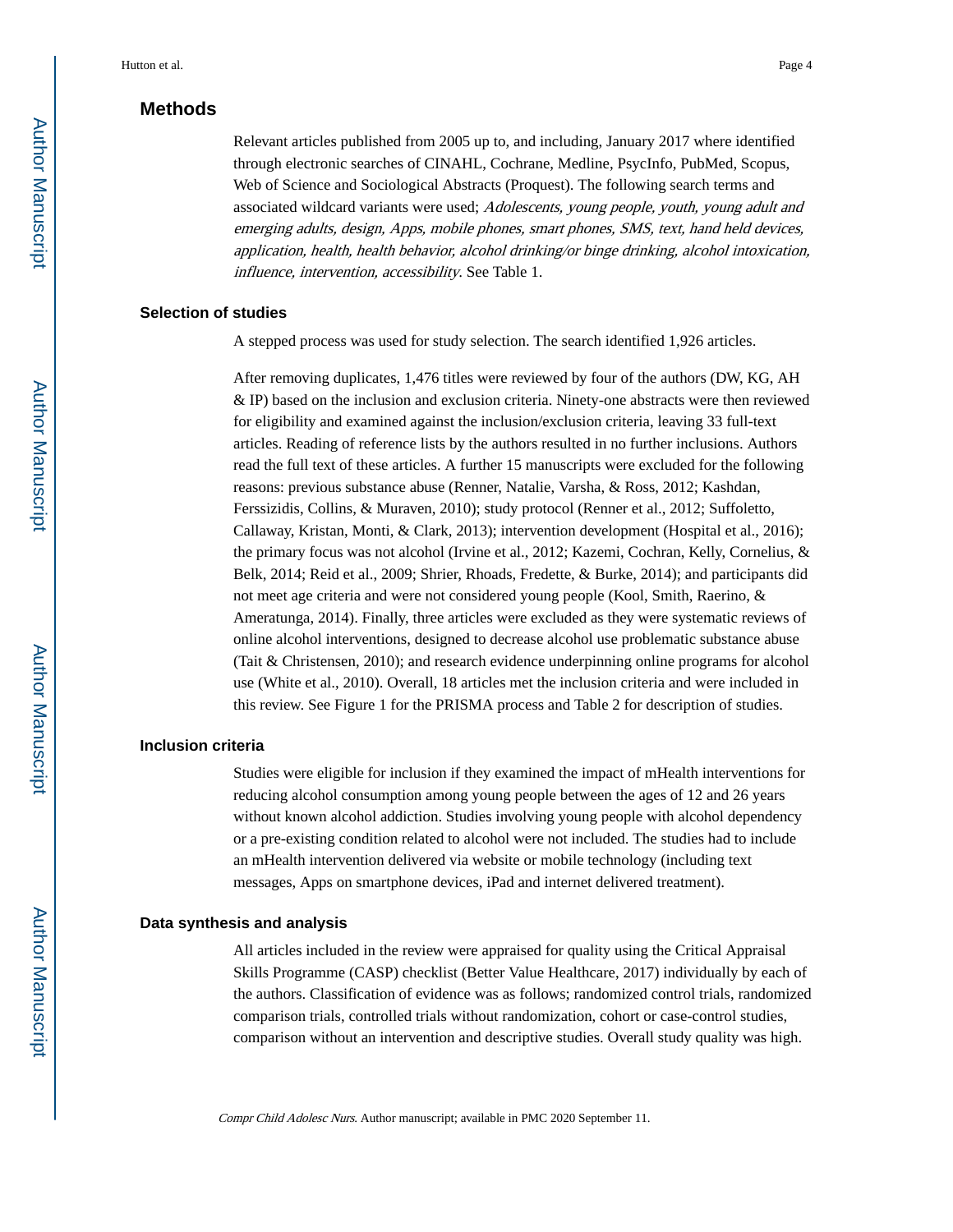## Methods

Relevant articles published from 2005 up to, and including, January 2017 where identified through electronic searches of CINAHL, Cochrane, Medline, PsycInfo, PubMed, Scopus, Web of Science and Sociological Abstracts (Proquest). The following search terms and associated wildcard variants were used; *Adolescents, young people, youth, young adult and emerging adults, design, Apps, mobile phones, smart phones, SMS, text, hand held devices, application, health, health behavior, alcohol drinking/or binge drinking, alcohol intoxication, influence, intervention, accessibility*. See Table 1.

### Selection of studies

A stepped process was used for study selection. The search identified 1,926 articles.

After removing duplicates, 1,476 titles were reviewed by four of the authors (DW, KG, AH & IP) based on the inclusion and exclusion criteria. Ninety-one abstracts were then reviewed for eligibility and examined against the inclusion/exclusion criteria, leaving 33 full-text articles. Reading of reference lists by the authors resulted in no further inclusions. Authors read the full text of these articles. A further 15 manuscripts were excluded for the following reasons: previous substance abuse (Renner, Natalie, Varsha, & Ross, 2012; Kashdan, Ferssizidis, Collins, & Muraven, 2010); study protocol (Renner et al., 2012; Suffoletto, Callaway, Kristan, Monti, & Clark, 2013); intervention development (Hospital et al., 2016); the primary focus was not alcohol (Irvine et al., 2012; Kazemi, Cochran, Kelly, Cornelius, & Belk, 2014; Reid et al., 2009; Shrier, Rhoads, Fredette, & Burke, 2014); and participants did not meet age criteria and were not considered young people (Kool, Smith, Raerino, & Ameratunga, 2014). Finally, three articles were excluded as they were systematic reviews of online alcohol interventions, designed to decrease alcohol use problematic substance abuse (Tait & Christensen, 2010); and research evidence underpinning online programs for alcohol use (White et al., 2010). Overall, 18 articles met the inclusion criteria and were included in this review. See Figure 1 for the PRISMA process and Table 2 for description of studies.

### Inclusion criteria

Studies were eligible for inclusion if they examined the impact of mHealth interventions for reducing alcohol consumption among young people between the ages of 12 and 26 years without known alcohol addiction. Studies involving young people with alcohol dependency or a pre-existing condition related to alcohol were not included. The studies had to include an mHealth intervention delivered via website or mobile technology (including text messages, Apps on smartphone devices, iPad and internet delivered treatment).

### Data synthesis and analysis

All articles included in the review were appraised for quality using the Critical Appraisal Skills Programme (CASP) checklist (Better Value Healthcare, 2017) individually by each of the authors. Classification of evidence was as follows; randomized control trials, randomized comparison trials, controlled trials without randomization, cohort or case-control studies, comparison without an intervention and descriptive studies. Overall study quality was high.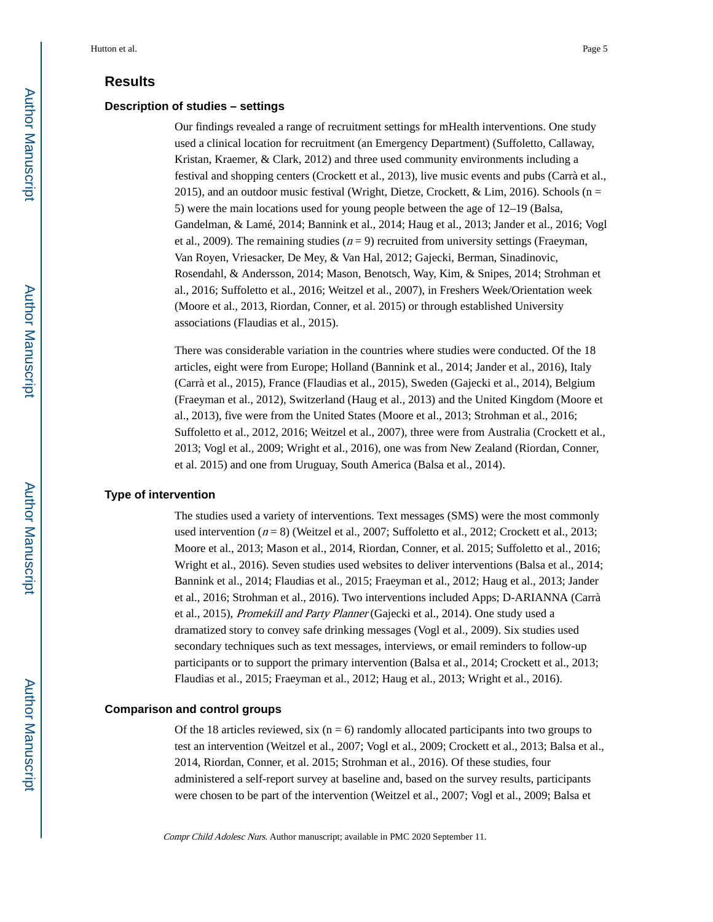## Results

### Description of studies – settings

Our findings revealed a range of recruitment settings for mHealth interventions. One study used a clinical location for recruitment (an Emergency Department) (Suffoletto, Callaway, Kristan, Kraemer, & Clark, 2012) and three used community environments including a festival and shopping centers (Crockett et al., 2013), live music events and pubs (Carrà et al., 2015), and an outdoor music festival (Wright, Dietze, Crockett, & Lim, 2016). Schools (n = 5) were the main locations used for young people between the age of 12–19 (Balsa, Gandelman, & Lamé, 2014; Bannink et al., 2014; Haug et al., 2013; Jander et al., 2016; Vogl et al., 2009). The remaining studies ($n = 9$) recruited from university settings (Fraeyman, Van Royen, Vriesacker, De Mey, & Van Hal, 2012; Gajecki, Berman, Sinadinovic, Rosendahl, & Andersson, 2014; Mason, Benotsch, Way, Kim, & Snipes, 2014; Strohman et al., 2016; Suffoletto et al., 2016; Weitzel et al., 2007), in Freshers Week/Orientation week (Moore et al., 2013, Riordan, Conner, et al. 2015) or through established University associations (Flaudias et al., 2015).

There was considerable variation in the countries where studies were conducted. Of the 18 articles, eight were from Europe; Holland (Bannink et al., 2014; Jander et al., 2016), Italy (Carrà et al., 2015), France (Flaudias et al., 2015), Sweden (Gajecki et al., 2014), Belgium (Fraeyman et al., 2012), Switzerland (Haug et al., 2013) and the United Kingdom (Moore et al., 2013), five were from the United States (Moore et al., 2013; Strohman et al., 2016; Suffoletto et al., 2012, 2016; Weitzel et al., 2007), three were from Australia (Crockett et al., 2013; Vogl et al., 2009; Wright et al., 2016), one was from New Zealand (Riordan, Conner, et al. 2015) and one from Uruguay, South America (Balsa et al., 2014).

### Type of intervention

The studies used a variety of interventions. Text messages (SMS) were the most commonly used intervention ($n = 8$) (Weitzel et al., 2007; Suffoletto et al., 2012; Crockett et al., 2013; Moore et al., 2013; Mason et al., 2014, Riordan, Conner, et al. 2015; Suffoletto et al., 2016; Wright et al., 2016). Seven studies used websites to deliver interventions (Balsa et al., 2014; Bannink et al., 2014; Flaudias et al., 2015; Fraeyman et al., 2012; Haug et al., 2013; Jander et al., 2016; Strohman et al., 2016). Two interventions included Apps; D-ARIANNA (Carrà et al., 2015), *Promekill and Party Planner* (Gajecki et al., 2014). One study used a dramatized story to convey safe drinking messages (Vogl et al., 2009). Six studies used secondary techniques such as text messages, interviews, or email reminders to follow-up participants or to support the primary intervention (Balsa et al., 2014; Crockett et al., 2013; Flaudias et al., 2015; Fraeyman et al., 2012; Haug et al., 2013; Wright et al., 2016).

### Comparison and control groups

Of the 18 articles reviewed, six (n = 6) randomly allocated participants into two groups to test an intervention (Weitzel et al., 2007; Vogl et al., 2009; Crockett et al., 2013; Balsa et al., 2014, Riordan, Conner, et al. 2015; Strohman et al., 2016). Of these studies, four administered a self-report survey at baseline and, based on the survey results, participants were chosen to be part of the intervention (Weitzel et al., 2007; Vogl et al., 2009; Balsa et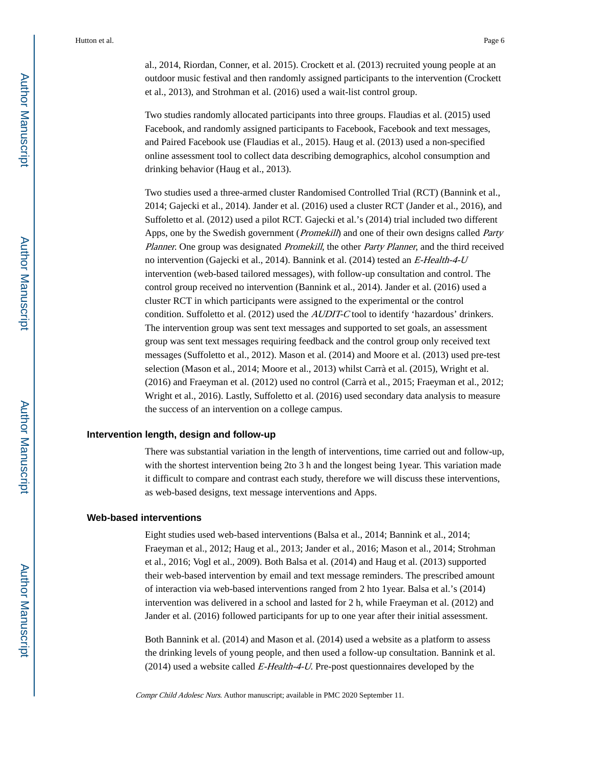al., 2014, Riordan, Conner, et al. 2015). Crockett et al. (2013) recruited young people at an outdoor music festival and then randomly assigned participants to the intervention (Crockett et al., 2013), and Strohman et al. (2016) used a wait-list control group.

Two studies randomly allocated participants into three groups. Flaudias et al. (2015) used Facebook, and randomly assigned participants to Facebook, Facebook and text messages, and Paired Facebook use (Flaudias et al., 2015). Haug et al. (2013) used a non-specified online assessment tool to collect data describing demographics, alcohol consumption and drinking behavior (Haug et al., 2013).

Two studies used a three-armed cluster Randomised Controlled Trial (RCT) (Bannink et al., 2014; Gajecki et al., 2014). Jander et al. (2016) used a cluster RCT (Jander et al., 2016), and Suffoletto et al. (2012) used a pilot RCT. Gajecki et al.'s (2014) trial included two different Apps, one by the Swedish government (*Promekill*) and one of their own designs called *Party Planner*. One group was designated *Promekill*, the other *Party Planner*, and the third received no intervention (Gajecki et al., 2014). Bannink et al. (2014) tested an *E-Health-4-U* intervention (web-based tailored messages), with follow-up consultation and control. The control group received no intervention (Bannink et al., 2014). Jander et al. (2016) used a cluster RCT in which participants were assigned to the experimental or the control condition. Suffoletto et al. (2012) used the *AUDIT-C* tool to identify 'hazardous' drinkers. The intervention group was sent text messages and supported to set goals, an assessment group was sent text messages requiring feedback and the control group only received text messages (Suffoletto et al., 2012). Mason et al. (2014) and Moore et al. (2013) used pre-test selection (Mason et al., 2014; Moore et al., 2013) whilst Carrà et al. (2015), Wright et al. (2016) and Fraeyman et al. (2012) used no control (Carrà et al., 2015; Fraeyman et al., 2012; Wright et al., 2016). Lastly, Suffoletto et al. (2016) used secondary data analysis to measure the success of an intervention on a college campus.

## Intervention length, design and follow-up

There was substantial variation in the length of interventions, time carried out and follow-up, with the shortest intervention being 2to 3 h and the longest being 1year. This variation made it difficult to compare and contrast each study, therefore we will discuss these interventions, as web-based designs, text message interventions and Apps.

## Web-based interventions

Eight studies used web-based interventions (Balsa et al., 2014; Bannink et al., 2014; Fraeyman et al., 2012; Haug et al., 2013; Jander et al., 2016; Mason et al., 2014; Strohman et al., 2016; Vogl et al., 2009). Both Balsa et al. (2014) and Haug et al. (2013) supported their web-based intervention by email and text message reminders. The prescribed amount of interaction via web-based interventions ranged from 2 hto 1year. Balsa et al.'s (2014) intervention was delivered in a school and lasted for 2 h, while Fraeyman et al. (2012) and Jander et al. (2016) followed participants for up to one year after their initial assessment.

Both Bannink et al. (2014) and Mason et al. (2014) used a website as a platform to assess the drinking levels of young people, and then used a follow-up consultation. Bannink et al. (2014) used a website called *E-Health-4-U*. Pre-post questionnaires developed by the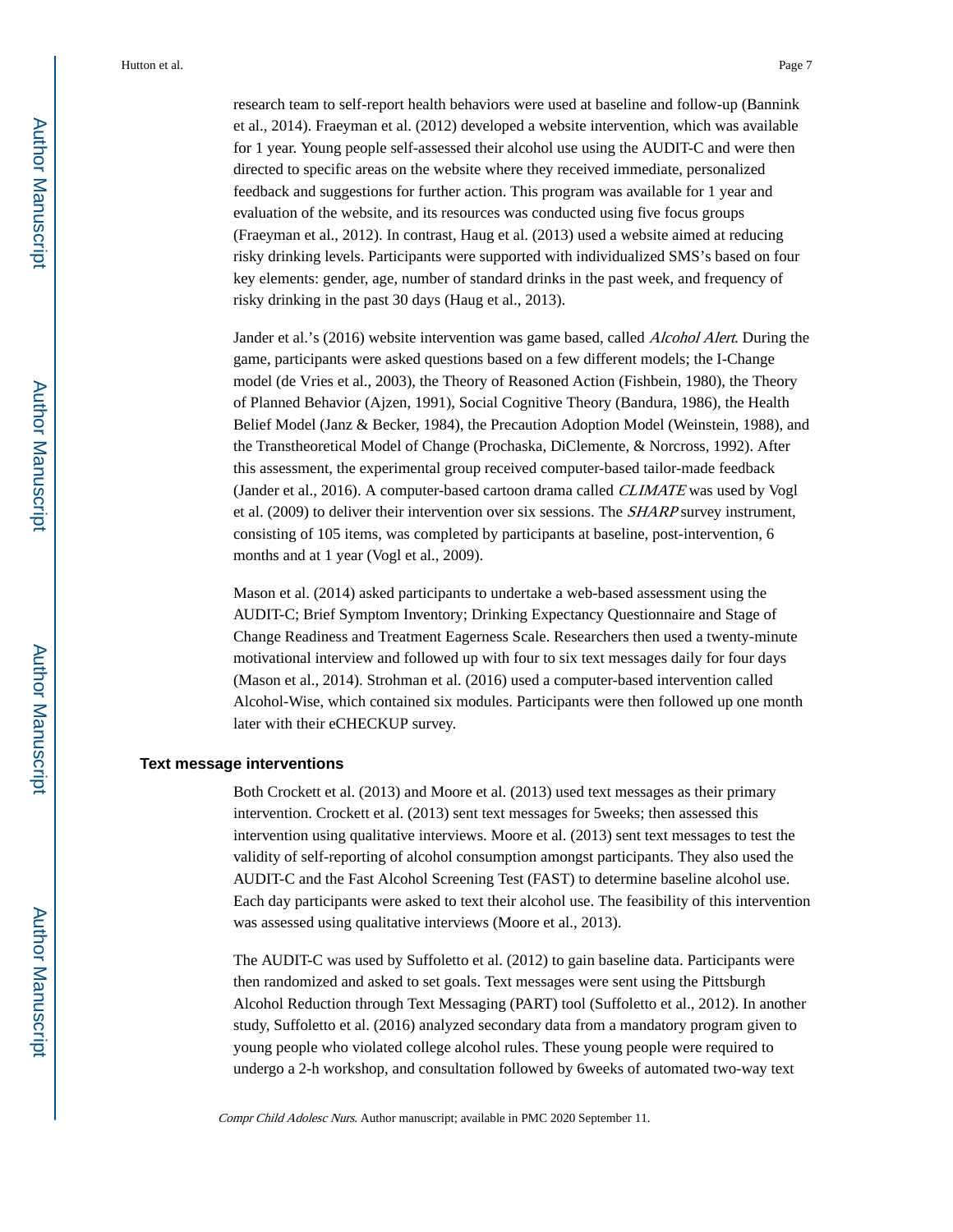research team to self-report health behaviors were used at baseline and follow-up (Bannink et al., 2014). Fraeyman et al. (2012) developed a website intervention, which was available for 1 year. Young people self-assessed their alcohol use using the AUDIT-C and were then directed to specific areas on the website where they received immediate, personalized feedback and suggestions for further action. This program was available for 1 year and evaluation of the website, and its resources was conducted using five focus groups (Fraeyman et al., 2012). In contrast, Haug et al. (2013) used a website aimed at reducing risky drinking levels. Participants were supported with individualized SMS's based on four key elements: gender, age, number of standard drinks in the past week, and frequency of risky drinking in the past 30 days (Haug et al., 2013).

Jander et al.'s (2016) website intervention was game based, called *Alcohol Alert*. During the game, participants were asked questions based on a few different models; the I-Change model (de Vries et al., 2003), the Theory of Reasoned Action (Fishbein, 1980), the Theory of Planned Behavior (Ajzen, 1991), Social Cognitive Theory (Bandura, 1986), the Health Belief Model (Janz & Becker, 1984), the Precaution Adoption Model (Weinstein, 1988), and the Transtheoretical Model of Change (Prochaska, DiClemente, & Norcross, 1992). After this assessment, the experimental group received computer-based tailor-made feedback (Jander et al., 2016). A computer-based cartoon drama called *CLIMATE* was used by Vogl et al. (2009) to deliver their intervention over six sessions. The *SHARP* survey instrument, consisting of 105 items, was completed by participants at baseline, post-intervention, 6 months and at 1 year (Vogl et al., 2009).

Mason et al. (2014) asked participants to undertake a web-based assessment using the AUDIT-C; Brief Symptom Inventory; Drinking Expectancy Questionnaire and Stage of Change Readiness and Treatment Eagerness Scale. Researchers then used a twenty-minute motivational interview and followed up with four to six text messages daily for four days (Mason et al., 2014). Strohman et al. (2016) used a computer-based intervention called Alcohol-Wise, which contained six modules. Participants were then followed up one month later with their eCHECKUP survey.

### Text message interventions

Both Crockett et al. (2013) and Moore et al. (2013) used text messages as their primary intervention. Crockett et al. (2013) sent text messages for 5weeks; then assessed this intervention using qualitative interviews. Moore et al. (2013) sent text messages to test the validity of self-reporting of alcohol consumption amongst participants. They also used the AUDIT-C and the Fast Alcohol Screening Test (FAST) to determine baseline alcohol use. Each day participants were asked to text their alcohol use. The feasibility of this intervention was assessed using qualitative interviews (Moore et al., 2013).

The AUDIT-C was used by Suffoletto et al. (2012) to gain baseline data. Participants were then randomized and asked to set goals. Text messages were sent using the Pittsburgh Alcohol Reduction through Text Messaging (PART) tool (Suffoletto et al., 2012). In another study, Suffoletto et al. (2016) analyzed secondary data from a mandatory program given to young people who violated college alcohol rules. These young people were required to undergo a 2-h workshop, and consultation followed by 6weeks of automated two-way text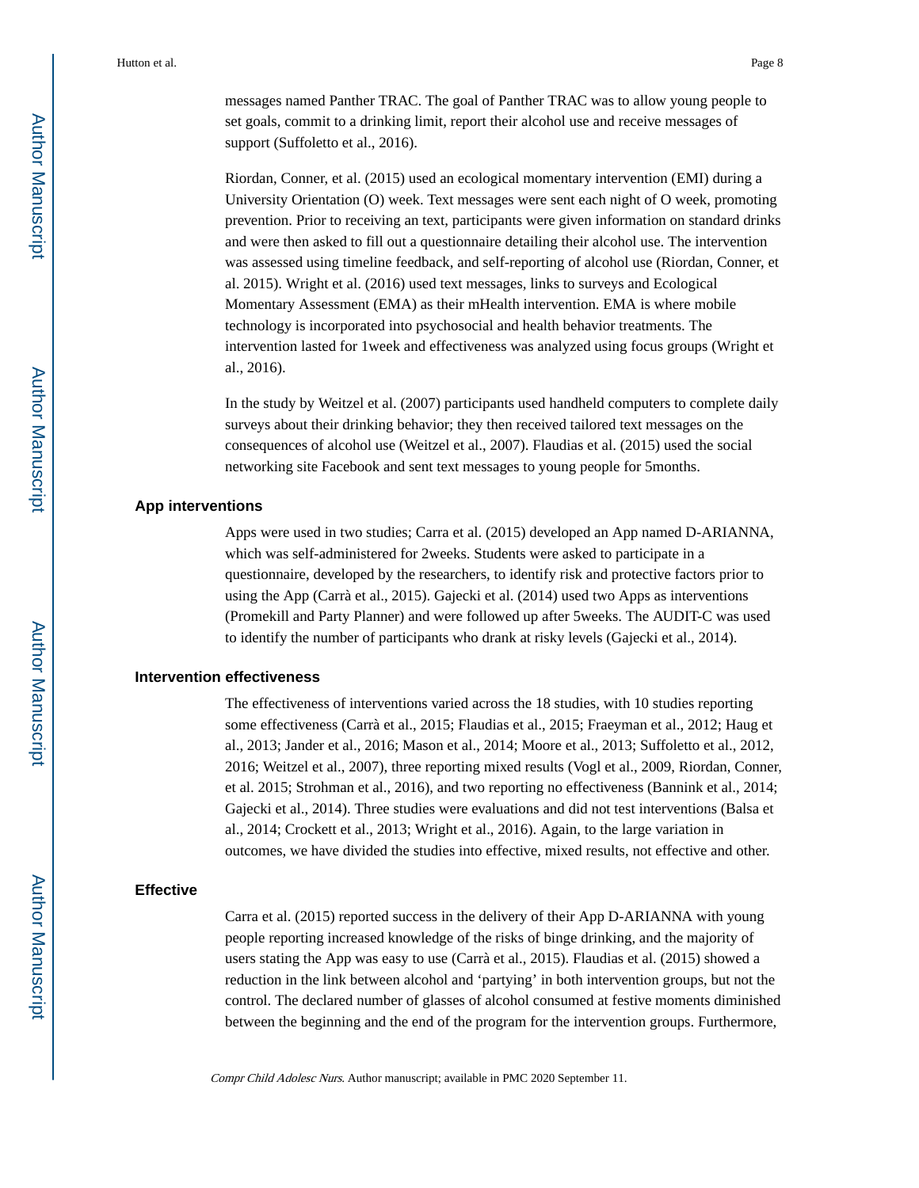messages named Panther TRAC. The goal of Panther TRAC was to allow young people to set goals, commit to a drinking limit, report their alcohol use and receive messages of support (Suffoletto et al., 2016).

Riordan, Conner, et al. (2015) used an ecological momentary intervention (EMI) during a University Orientation (O) week. Text messages were sent each night of O week, promoting prevention. Prior to receiving an text, participants were given information on standard drinks and were then asked to fill out a questionnaire detailing their alcohol use. The intervention was assessed using timeline feedback, and self-reporting of alcohol use (Riordan, Conner, et al. 2015). Wright et al. (2016) used text messages, links to surveys and Ecological Momentary Assessment (EMA) as their mHealth intervention. EMA is where mobile technology is incorporated into psychosocial and health behavior treatments. The intervention lasted for 1week and effectiveness was analyzed using focus groups (Wright et al., 2016).

In the study by Weitzel et al. (2007) participants used handheld computers to complete daily surveys about their drinking behavior; they then received tailored text messages on the consequences of alcohol use (Weitzel et al., 2007). Flaudias et al. (2015) used the social networking site Facebook and sent text messages to young people for 5months.

### App interventions

Apps were used in two studies; Carra et al. (2015) developed an App named D-ARIANNA, which was self-administered for 2weeks. Students were asked to participate in a questionnaire, developed by the researchers, to identify risk and protective factors prior to using the App (Carrà et al., 2015). Gajecki et al. (2014) used two Apps as interventions (Promekill and Party Planner) and were followed up after 5weeks. The AUDIT-C was used to identify the number of participants who drank at risky levels (Gajecki et al., 2014).

### Intervention effectiveness

The effectiveness of interventions varied across the 18 studies, with 10 studies reporting some effectiveness (Carrà et al., 2015; Flaudias et al., 2015; Fraeyman et al., 2012; Haug et al., 2013; Jander et al., 2016; Mason et al., 2014; Moore et al., 2013; Suffoletto et al., 2012, 2016; Weitzel et al., 2007), three reporting mixed results (Vogl et al., 2009, Riordan, Conner, et al. 2015; Strohman et al., 2016), and two reporting no effectiveness (Bannink et al., 2014; Gajecki et al., 2014). Three studies were evaluations and did not test interventions (Balsa et al., 2014; Crockett et al., 2013; Wright et al., 2016). Again, to the large variation in outcomes, we have divided the studies into effective, mixed results, not effective and other.

### Effective

Carra et al. (2015) reported success in the delivery of their App D-ARIANNA with young people reporting increased knowledge of the risks of binge drinking, and the majority of users stating the App was easy to use (Carrà et al., 2015). Flaudias et al. (2015) showed a reduction in the link between alcohol and 'partying' in both intervention groups, but not the control. The declared number of glasses of alcohol consumed at festive moments diminished between the beginning and the end of the program for the intervention groups. Furthermore,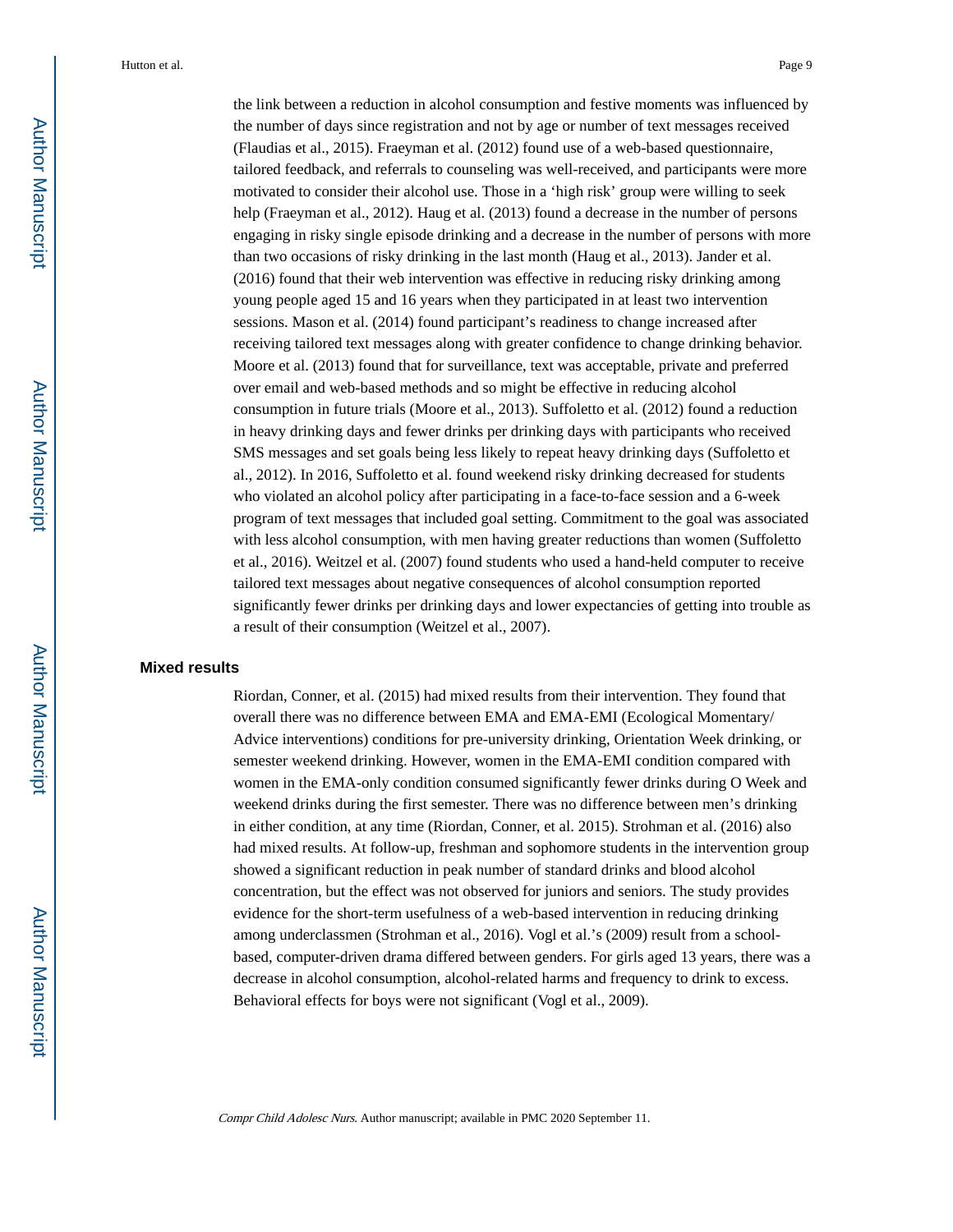the link between a reduction in alcohol consumption and festive moments was influenced by the number of days since registration and not by age or number of text messages received (Flaudias et al., 2015). Fraeyman et al. (2012) found use of a web-based questionnaire, tailored feedback, and referrals to counseling was well-received, and participants were more motivated to consider their alcohol use. Those in a 'high risk' group were willing to seek help (Fraeyman et al., 2012). Haug et al. (2013) found a decrease in the number of persons engaging in risky single episode drinking and a decrease in the number of persons with more than two occasions of risky drinking in the last month (Haug et al., 2013). Jander et al. (2016) found that their web intervention was effective in reducing risky drinking among young people aged 15 and 16 years when they participated in at least two intervention sessions. Mason et al. (2014) found participant's readiness to change increased after receiving tailored text messages along with greater confidence to change drinking behavior. Moore et al. (2013) found that for surveillance, text was acceptable, private and preferred over email and web-based methods and so might be effective in reducing alcohol consumption in future trials (Moore et al., 2013). Suffoletto et al. (2012) found a reduction in heavy drinking days and fewer drinks per drinking days with participants who received SMS messages and set goals being less likely to repeat heavy drinking days (Suffoletto et al., 2012). In 2016, Suffoletto et al. found weekend risky drinking decreased for students who violated an alcohol policy after participating in a face-to-face session and a 6-week program of text messages that included goal setting. Commitment to the goal was associated with less alcohol consumption, with men having greater reductions than women (Suffoletto et al., 2016). Weitzel et al. (2007) found students who used a hand-held computer to receive tailored text messages about negative consequences of alcohol consumption reported significantly fewer drinks per drinking days and lower expectancies of getting into trouble as a result of their consumption (Weitzel et al., 2007).

### Mixed results

Riordan, Conner, et al. (2015) had mixed results from their intervention. They found that overall there was no difference between EMA and EMA-EMI (Ecological Momentary/Advice interventions) conditions for pre-university drinking, Orientation Week drinking, or semester weekend drinking. However, women in the EMA-EMI condition compared with women in the EMA-only condition consumed significantly fewer drinks during O Week and weekend drinks during the first semester. There was no difference between men's drinking in either condition, at any time (Riordan, Conner, et al. 2015). Strohman et al. (2016) also had mixed results. At follow-up, freshman and sophomore students in the intervention group showed a significant reduction in peak number of standard drinks and blood alcohol concentration, but the effect was not observed for juniors and seniors. The study provides evidence for the short-term usefulness of a web-based intervention in reducing drinking among underclassmen (Strohman et al., 2016). Vogl et al.'s (2009) result from a school-based, computer-driven drama differed between genders. For girls aged 13 years, there was a decrease in alcohol consumption, alcohol-related harms and frequency to drink to excess. Behavioral effects for boys were not significant (Vogl et al., 2009).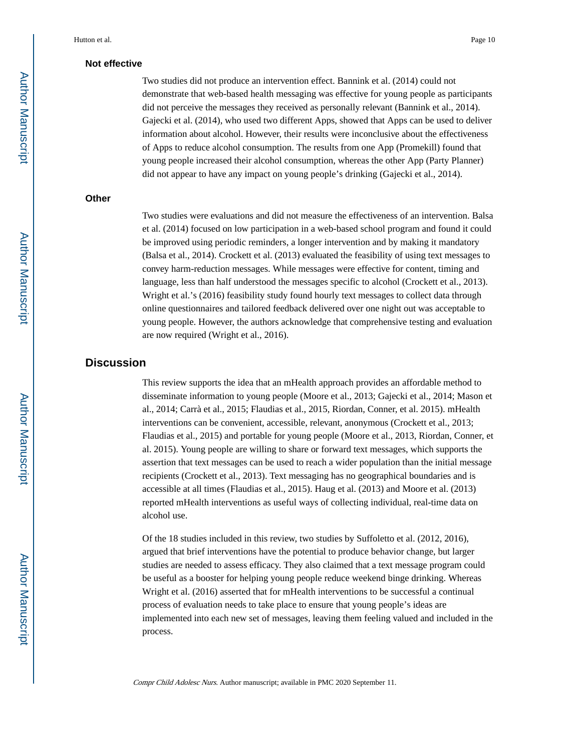### Not effective

Two studies did not produce an intervention effect. Bannink et al. (2014) could not demonstrate that web-based health messaging was effective for young people as participants did not perceive the messages they received as personally relevant (Bannink et al., 2014). Gajecki et al. (2014), who used two different Apps, showed that Apps can be used to deliver information about alcohol. However, their results were inconclusive about the effectiveness of Apps to reduce alcohol consumption. The results from one App (Promekill) found that young people increased their alcohol consumption, whereas the other App (Party Planner) did not appear to have any impact on young people's drinking (Gajecki et al., 2014).

### Other

Two studies were evaluations and did not measure the effectiveness of an intervention. Balsa et al. (2014) focused on low participation in a web-based school program and found it could be improved using periodic reminders, a longer intervention and by making it mandatory (Balsa et al., 2014). Crockett et al. (2013) evaluated the feasibility of using text messages to convey harm-reduction messages. While messages were effective for content, timing and language, less than half understood the messages specific to alcohol (Crockett et al., 2013). Wright et al.'s (2016) feasibility study found hourly text messages to collect data through online questionnaires and tailored feedback delivered over one night out was acceptable to young people. However, the authors acknowledge that comprehensive testing and evaluation are now required (Wright et al., 2016).

## Discussion

This review supports the idea that an mHealth approach provides an affordable method to disseminate information to young people (Moore et al., 2013; Gajecki et al., 2014; Mason et al., 2014; Carrà et al., 2015; Flaudias et al., 2015, Riordan, Conner, et al. 2015). mHealth interventions can be convenient, accessible, relevant, anonymous (Crockett et al., 2013; Flaudias et al., 2015) and portable for young people (Moore et al., 2013, Riordan, Conner, et al. 2015). Young people are willing to share or forward text messages, which supports the assertion that text messages can be used to reach a wider population than the initial message recipients (Crockett et al., 2013). Text messaging has no geographical boundaries and is accessible at all times (Flaudias et al., 2015). Haug et al. (2013) and Moore et al. (2013) reported mHealth interventions as useful ways of collecting individual, real-time data on alcohol use.

Of the 18 studies included in this review, two studies by Suffoletto et al. (2012, 2016), argued that brief interventions have the potential to produce behavior change, but larger studies are needed to assess efficacy. They also claimed that a text message program could be useful as a booster for helping young people reduce weekend binge drinking. Whereas Wright et al. (2016) asserted that for mHealth interventions to be successful a continual process of evaluation needs to take place to ensure that young people's ideas are implemented into each new set of messages, leaving them feeling valued and included in the process.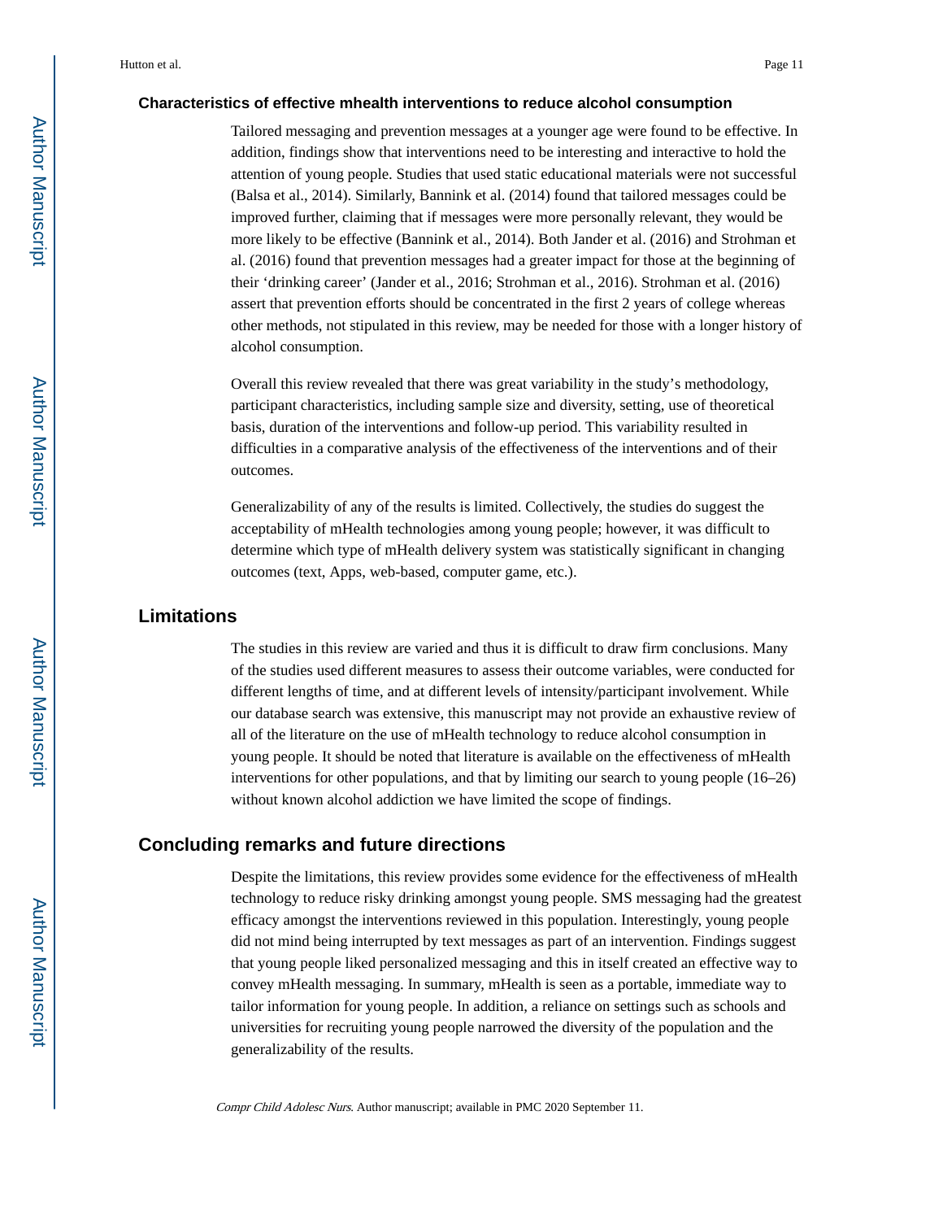### Characteristics of effective mhealth interventions to reduce alcohol consumption

Tailored messaging and prevention messages at a younger age were found to be effective. In addition, findings show that interventions need to be interesting and interactive to hold the attention of young people. Studies that used static educational materials were not successful (Balsa et al., 2014). Similarly, Bannink et al. (2014) found that tailored messages could be improved further, claiming that if messages were more personally relevant, they would be more likely to be effective (Bannink et al., 2014). Both Jander et al. (2016) and Strohman et al. (2016) found that prevention messages had a greater impact for those at the beginning of their 'drinking career' (Jander et al., 2016; Strohman et al., 2016). Strohman et al. (2016) assert that prevention efforts should be concentrated in the first 2 years of college whereas other methods, not stipulated in this review, may be needed for those with a longer history of alcohol consumption.

Overall this review revealed that there was great variability in the study's methodology, participant characteristics, including sample size and diversity, setting, use of theoretical basis, duration of the interventions and follow-up period. This variability resulted in difficulties in a comparative analysis of the effectiveness of the interventions and of their outcomes.

Generalizability of any of the results is limited. Collectively, the studies do suggest the acceptability of mHealth technologies among young people; however, it was difficult to determine which type of mHealth delivery system was statistically significant in changing outcomes (text, Apps, web-based, computer game, etc.).

## Limitations

The studies in this review are varied and thus it is difficult to draw firm conclusions. Many of the studies used different measures to assess their outcome variables, were conducted for different lengths of time, and at different levels of intensity/participant involvement. While our database search was extensive, this manuscript may not provide an exhaustive review of all of the literature on the use of mHealth technology to reduce alcohol consumption in young people. It should be noted that literature is available on the effectiveness of mHealth interventions for other populations, and that by limiting our search to young people (16–26) without known alcohol addiction we have limited the scope of findings.

## Concluding remarks and future directions

Despite the limitations, this review provides some evidence for the effectiveness of mHealth technology to reduce risky drinking amongst young people. SMS messaging had the greatest efficacy amongst the interventions reviewed in this population. Interestingly, young people did not mind being interrupted by text messages as part of an intervention. Findings suggest that young people liked personalized messaging and this in itself created an effective way to convey mHealth messaging. In summary, mHealth is seen as a portable, immediate way to tailor information for young people. In addition, a reliance on settings such as schools and universities for recruiting young people narrowed the diversity of the population and the generalizability of the results.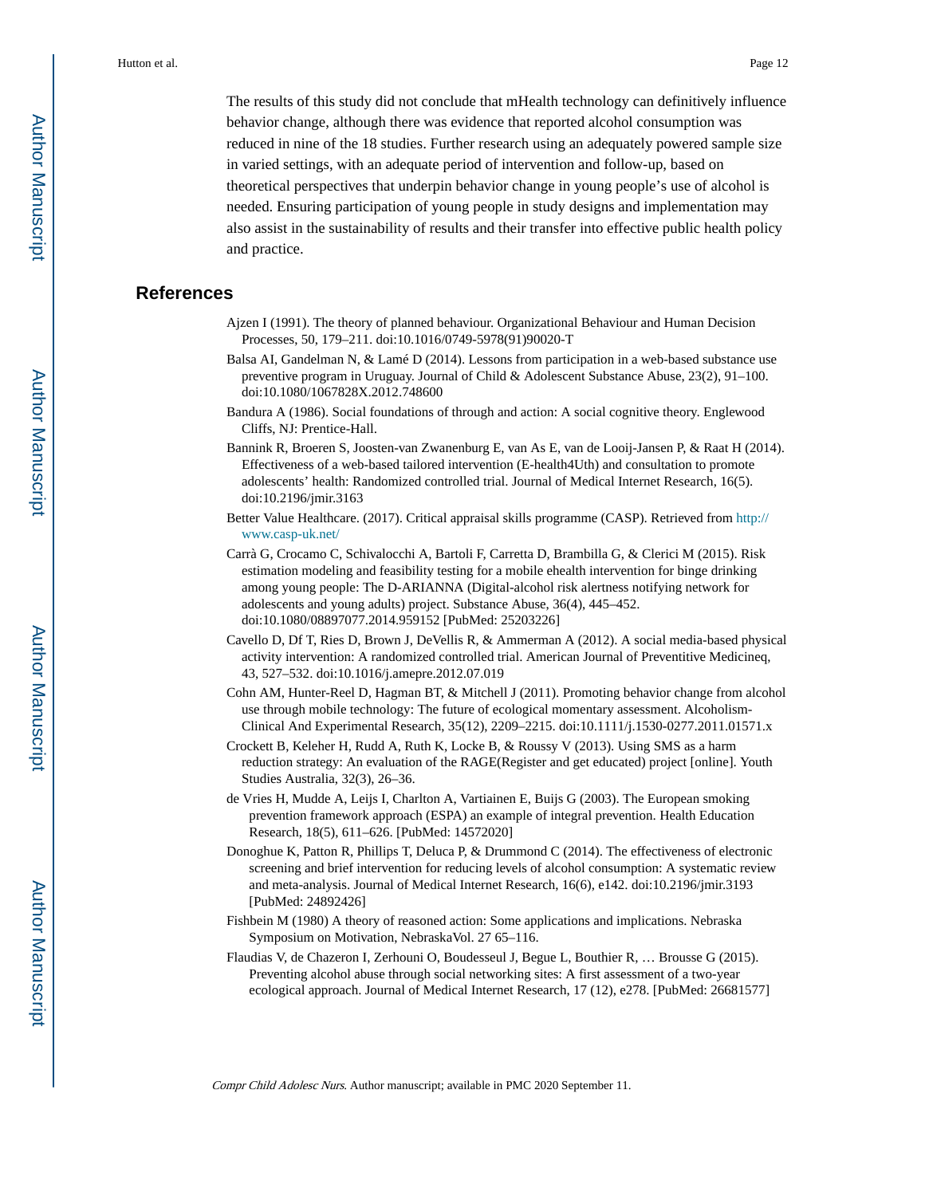The results of this study did not conclude that mHealth technology can definitively influence behavior change, although there was evidence that reported alcohol consumption was reduced in nine of the 18 studies. Further research using an adequately powered sample size in varied settings, with an adequate period of intervention and follow-up, based on theoretical perspectives that underpin behavior change in young people's use of alcohol is needed. Ensuring participation of young people in study designs and implementation may also assist in the sustainability of results and their transfer into effective public health policy and practice.

## References

Ajzen I (1991). The theory of planned behaviour. Organizational Behaviour and Human Decision Processes, 50, 179–211. doi:10.1016/0749-5978(91)90020-T

Balsa AI, Gandelman N, & Lamé D (2014). Lessons from participation in a web-based substance use preventive program in Uruguay. Journal of Child & Adolescent Substance Abuse, 23(2), 91–100. doi:10.1080/1067828X.2012.748600

Bandura A (1986). Social foundations of through and action: A social cognitive theory. Englewood Cliffs, NJ: Prentice-Hall.

Bannink R, Broeren S, Joosten-van Zwanenburg E, van As E, van de Looij-Jansen P, & Raat H (2014). Effectiveness of a web-based tailored intervention (E-health4Uth) and consultation to promote adolescents' health: Randomized controlled trial. Journal of Medical Internet Research, 16(5). doi:10.2196/jmir.3163

Better Value Healthcare. (2017). Critical appraisal skills programme (CASP). Retrieved from http://www.casp-uk.net/

Carrà G, Crocamo C, Schivalocchi A, Bartoli F, Carretta D, Brambilla G, & Clerici M (2015). Risk estimation modeling and feasibility testing for a mobile ehealth intervention for binge drinking among young people: The D-ARIANNA (Digital-alcohol risk alertness notifying network for adolescents and young adults) project. Substance Abuse, 36(4), 445–452. doi:10.1080/08897077.2014.959152 [PubMed: 25203226]

Cavello D, Df T, Ries D, Brown J, DeVellis R, & Ammerman A (2012). A social media-based physical activity intervention: A randomized controlled trial. American Journal of Preventitive Medicineq, 43, 527–532. doi:10.1016/j.amepre.2012.07.019

Cohn AM, Hunter-Reel D, Hagman BT, & Mitchell J (2011). Promoting behavior change from alcohol use through mobile technology: The future of ecological momentary assessment. Alcoholism-Clinical And Experimental Research, 35(12), 2209–2215. doi:10.1111/j.1530-0277.2011.01571.x

Crockett B, Keleher H, Rudd A, Ruth K, Locke B, & Roussy V (2013). Using SMS as a harm reduction strategy: An evaluation of the RAGE(Register and get educated) project [online]. Youth Studies Australia, 32(3), 26–36.

de Vries H, Mudde A, Leijs I, Charlton A, Vartiainen E, Buijs G (2003). The European smoking prevention framework approach (ESPA) an example of integral prevention. Health Education Research, 18(5), 611–626. [PubMed: 14572020]

Donoghue K, Patton R, Phillips T, Deluca P, & Drummond C (2014). The effectiveness of electronic screening and brief intervention for reducing levels of alcohol consumption: A systematic review and meta-analysis. Journal of Medical Internet Research, 16(6), e142. doi:10.2196/jmir.3193 [PubMed: 24892426]

Fishbein M (1980) A theory of reasoned action: Some applications and implications. Nebraska Symposium on Motivation, NebraskaVol. 27 65–116.

Flaudias V, de Chazeron I, Zerhouni O, Boudesseul J, Begue L, Bouthier R, … Brousse G (2015). Preventing alcohol abuse through social networking sites: A first assessment of a two-year ecological approach. Journal of Medical Internet Research, 17 (12), e278. [PubMed: 26681577]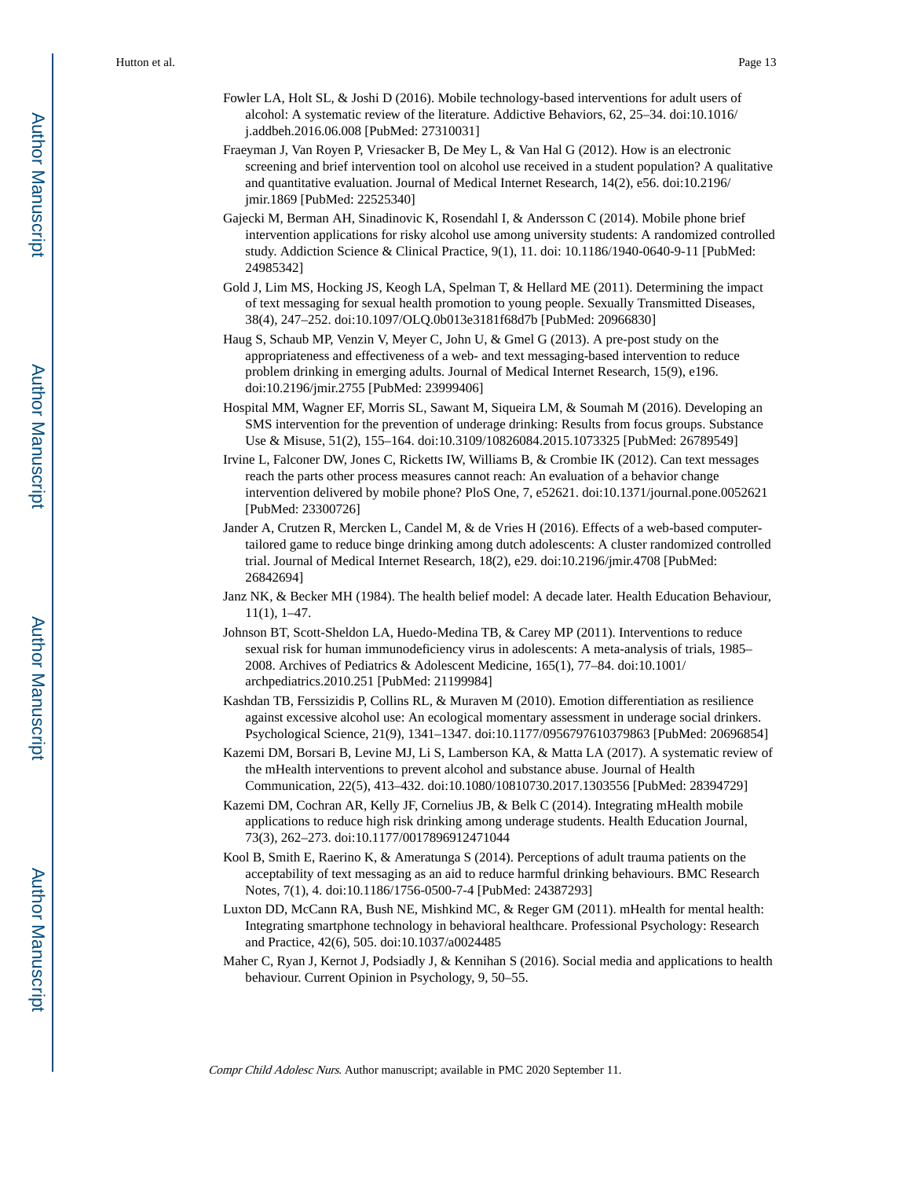Fowler LA, Holt SL, & Joshi D (2016). Mobile technology-based interventions for adult users of alcohol: A systematic review of the literature. Addictive Behaviors, 62, 25–34. doi:10.1016/j.addbeh.2016.06.008 [PubMed: 27310031]

Fraeyman J, Van Royen P, Vriesacker B, De Mey L, & Van Hal G (2012). How is an electronic screening and brief intervention tool on alcohol use received in a student population? A qualitative and quantitative evaluation. Journal of Medical Internet Research, 14(2), e56. doi:10.2196/jmir.1869 [PubMed: 22525340]

Gajecki M, Berman AH, Sinadinovic K, Rosendahl I, & Andersson C (2014). Mobile phone brief intervention applications for risky alcohol use among university students: A randomized controlled study. Addiction Science & Clinical Practice, 9(1), 11. doi: 10.1186/1940-0640-9-11 [PubMed: 24985342]

Gold J, Lim MS, Hocking JS, Keogh LA, Spelman T, & Hellard ME (2011). Determining the impact of text messaging for sexual health promotion to young people. Sexually Transmitted Diseases, 38(4), 247–252. doi:10.1097/OLQ.0b013e3181f68d7b [PubMed: 20966830]

Haug S, Schaub MP, Venzin V, Meyer C, John U, & Gmel G (2013). A pre-post study on the appropriateness and effectiveness of a web- and text messaging-based intervention to reduce problem drinking in emerging adults. Journal of Medical Internet Research, 15(9), e196. doi:10.2196/jmir.2755 [PubMed: 23999406]

Hospital MM, Wagner EF, Morris SL, Sawant M, Siqueira LM, & Soumah M (2016). Developing an SMS intervention for the prevention of underage drinking: Results from focus groups. Substance Use & Misuse, 51(2), 155–164. doi:10.3109/10826084.2015.1073325 [PubMed: 26789549]

Irvine L, Falconer DW, Jones C, Ricketts IW, Williams B, & Crombie IK (2012). Can text messages reach the parts other process measures cannot reach: An evaluation of a behavior change intervention delivered by mobile phone? PloS One, 7, e52621. doi:10.1371/journal.pone.0052621 [PubMed: 23300726]

Jander A, Crutzen R, Mercken L, Candel M, & de Vries H (2016). Effects of a web-based computer-tailored game to reduce binge drinking among dutch adolescents: A cluster randomized controlled trial. Journal of Medical Internet Research, 18(2), e29. doi:10.2196/jmir.4708 [PubMed: 26842694]

Janz NK, & Becker MH (1984). The health belief model: A decade later. Health Education Behaviour, 11(1), 1–47.

Johnson BT, Scott-Sheldon LA, Huedo-Medina TB, & Carey MP (2011). Interventions to reduce sexual risk for human immunodeficiency virus in adolescents: A meta-analysis of trials, 1985–2008. Archives of Pediatrics & Adolescent Medicine, 165(1), 77–84. doi:10.1001/archpediatrics.2010.251 [PubMed: 21199984]

Kashdan TB, Ferssizidis P, Collins RL, & Muraven M (2010). Emotion differentiation as resilience against excessive alcohol use: An ecological momentary assessment in underage social drinkers. Psychological Science, 21(9), 1341–1347. doi:10.1177/0956797610379863 [PubMed: 20696854]

Kazemi DM, Borsari B, Levine MJ, Li S, Lamberson KA, & Matta LA (2017). A systematic review of the mHealth interventions to prevent alcohol and substance abuse. Journal of Health Communication, 22(5), 413–432. doi:10.1080/10810730.2017.1303556 [PubMed: 28394729]

Kazemi DM, Cochran AR, Kelly JF, Cornelius JB, & Belk C (2014). Integrating mHealth mobile applications to reduce high risk drinking among underage students. Health Education Journal, 73(3), 262–273. doi:10.1177/0017896912471044

Kool B, Smith E, Raerino K, & Ameratunga S (2014). Perceptions of adult trauma patients on the acceptability of text messaging as an aid to reduce harmful drinking behaviours. BMC Research Notes, 7(1), 4. doi:10.1186/1756-0500-7-4 [PubMed: 24387293]

Luxton DD, McCann RA, Bush NE, Mishkind MC, & Reger GM (2011). mHealth for mental health: Integrating smartphone technology in behavioral healthcare. Professional Psychology: Research and Practice, 42(6), 505. doi:10.1037/a0024485

Maher C, Ryan J, Kernot J, Podsiadly J, & Kennihan S (2016). Social media and applications to health behaviour. Current Opinion in Psychology, 9, 50–55.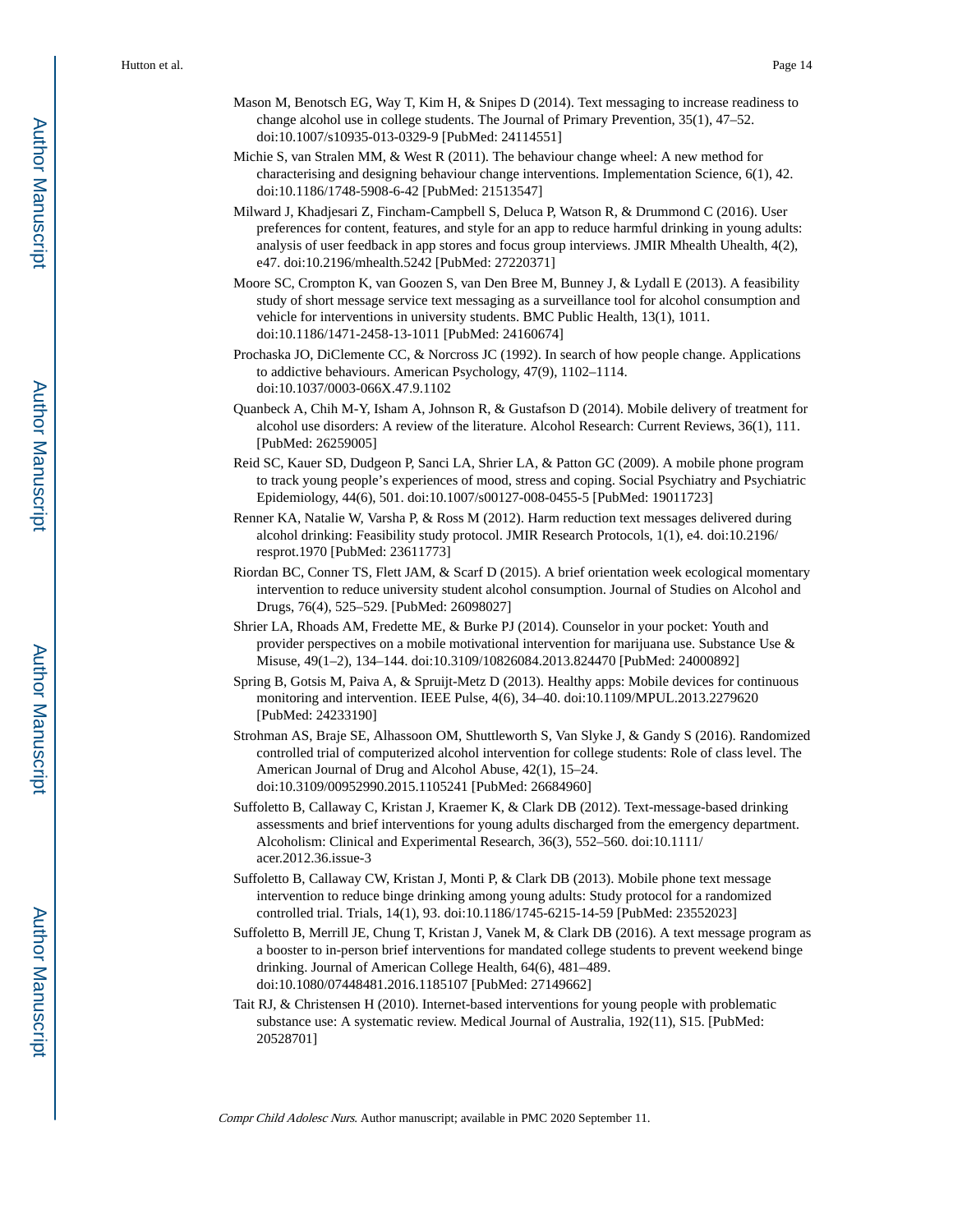Mason M, Benotsch EG, Way T, Kim H, & Snipes D (2014). Text messaging to increase readiness to change alcohol use in college students. The Journal of Primary Prevention, 35(1), 47–52. doi:10.1007/s10935-013-0329-9 [PubMed: 24114551]

Michie S, van Stralen MM, & West R (2011). The behaviour change wheel: A new method for characterising and designing behaviour change interventions. Implementation Science, 6(1), 42. doi:10.1186/1748-5908-6-42 [PubMed: 21513547]

Milward J, Khadjesari Z, Fincham-Campbell S, Deluca P, Watson R, & Drummond C (2016). User preferences for content, features, and style for an app to reduce harmful drinking in young adults: analysis of user feedback in app stores and focus group interviews. JMIR Mhealth Uhealth, 4(2), e47. doi:10.2196/mhealth.5242 [PubMed: 27220371]

Moore SC, Crompton K, van Goozen S, van Den Bree M, Bunney J, & Lydall E (2013). A feasibility study of short message service text messaging as a surveillance tool for alcohol consumption and vehicle for interventions in university students. BMC Public Health, 13(1), 1011. doi:10.1186/1471-2458-13-1011 [PubMed: 24160674]

Prochaska JO, DiClemente CC, & Norcross JC (1992). In search of how people change. Applications to addictive behaviours. American Psychology, 47(9), 1102–1114. doi:10.1037/0003-066X.47.9.1102

Quanbeck A, Chih M-Y, Isham A, Johnson R, & Gustafson D (2014). Mobile delivery of treatment for alcohol use disorders: A review of the literature. Alcohol Research: Current Reviews, 36(1), 111. [PubMed: 26259005]

Reid SC, Kauer SD, Dudgeon P, Sanci LA, Shrier LA, & Patton GC (2009). A mobile phone program to track young people's experiences of mood, stress and coping. Social Psychiatry and Psychiatric Epidemiology, 44(6), 501. doi:10.1007/s00127-008-0455-5 [PubMed: 19011723]

Renner KA, Natalie W, Varsha P, & Ross M (2012). Harm reduction text messages delivered during alcohol drinking: Feasibility study protocol. JMIR Research Protocols, 1(1), e4. doi:10.2196/resprot.1970 [PubMed: 23611773]

Riordan BC, Conner TS, Flett JAM, & Scarf D (2015). A brief orientation week ecological momentary intervention to reduce university student alcohol consumption. Journal of Studies on Alcohol and Drugs, 76(4), 525–529. [PubMed: 26098027]

Shrier LA, Rhoads AM, Fredette ME, & Burke PJ (2014). Counselor in your pocket: Youth and provider perspectives on a mobile motivational intervention for marijuana use. Substance Use & Misuse, 49(1–2), 134–144. doi:10.3109/10826084.2013.824470 [PubMed: 24000892]

Spring B, Gotsis M, Paiva A, & Spruijt-Metz D (2013). Healthy apps: Mobile devices for continuous monitoring and intervention. IEEE Pulse, 4(6), 34–40. doi:10.1109/MPUL.2013.2279620 [PubMed: 24233190]

Strohman AS, Braje SE, Alhassoon OM, Shuttleworth S, Van Slyke J, & Gandy S (2016). Randomized controlled trial of computerized alcohol intervention for college students: Role of class level. The American Journal of Drug and Alcohol Abuse, 42(1), 15–24. doi:10.3109/00952990.2015.1105241 [PubMed: 26684960]

Suffoletto B, Callaway C, Kristan J, Kraemer K, & Clark DB (2012). Text-message-based drinking assessments and brief interventions for young adults discharged from the emergency department. Alcoholism: Clinical and Experimental Research, 36(3), 552–560. doi:10.1111/acer.2012.36.issue-3

Suffoletto B, Callaway CW, Kristan J, Monti P, & Clark DB (2013). Mobile phone text message intervention to reduce binge drinking among young adults: Study protocol for a randomized controlled trial. Trials, 14(1), 93. doi:10.1186/1745-6215-14-59 [PubMed: 23552023]

Suffoletto B, Merrill JE, Chung T, Kristan J, Vanek M, & Clark DB (2016). A text message program as a booster to in-person brief interventions for mandated college students to prevent weekend binge drinking. Journal of American College Health, 64(6), 481–489. doi:10.1080/07448481.2016.1185107 [PubMed: 27149662]

Tait RJ, & Christensen H (2010). Internet-based interventions for young people with problematic substance use: A systematic review. Medical Journal of Australia, 192(11), S15. [PubMed: 20528701]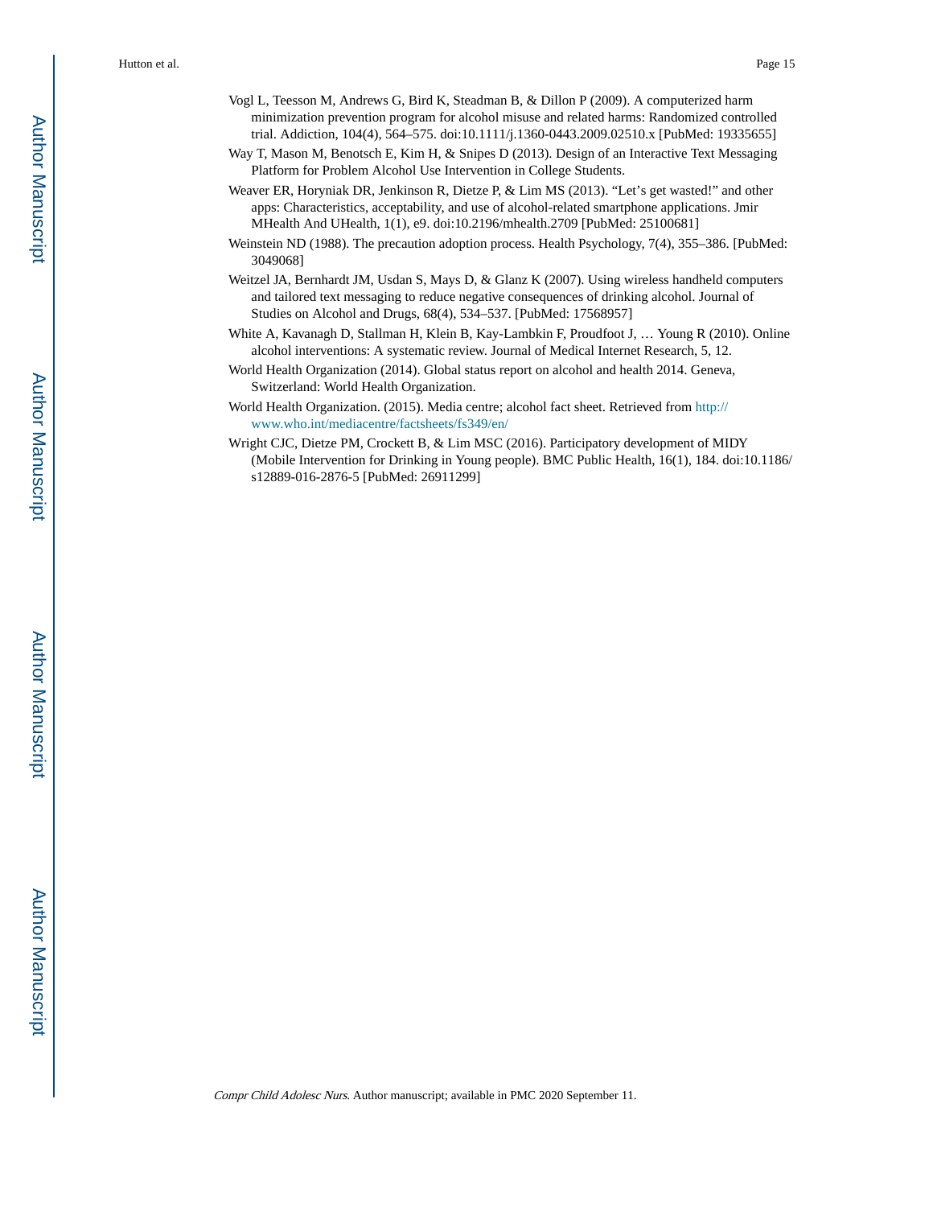Vogl L, Teesson M, Andrews G, Bird K, Steadman B, & Dillon P (2009). A computerized harm minimization prevention program for alcohol misuse and related harms: Randomized controlled trial. Addiction, 104(4), 564–575. doi:10.1111/j.1360-0443.2009.02510.x [PubMed: 19335655]

Way T, Mason M, Benotsch E, Kim H, & Snipes D (2013). Design of an Interactive Text Messaging Platform for Problem Alcohol Use Intervention in College Students.

Weaver ER, Horyniak DR, Jenkinson R, Dietze P, & Lim MS (2013). "Let's get wasted!" and other apps: Characteristics, acceptability, and use of alcohol-related smartphone applications. Jmir MHealth And UHealth, 1(1), e9. doi:10.2196/mhealth.2709 [PubMed: 25100681]

Weinstein ND (1988). The precaution adoption process. Health Psychology, 7(4), 355–386. [PubMed: 3049068]

Weitzel JA, Bernhardt JM, Usdan S, Mays D, & Glanz K (2007). Using wireless handheld computers and tailored text messaging to reduce negative consequences of drinking alcohol. Journal of Studies on Alcohol and Drugs, 68(4), 534–537. [PubMed: 17568957]

White A, Kavanagh D, Stallman H, Klein B, Kay-Lambkin F, Proudfoot J, … Young R (2010). Online alcohol interventions: A systematic review. Journal of Medical Internet Research, 5, 12.

World Health Organization (2014). Global status report on alcohol and health 2014. Geneva, Switzerland: World Health Organization.

World Health Organization. (2015). Media centre; alcohol fact sheet. Retrieved from http://www.who.int/mediacentre/factsheets/fs349/en/

Wright CJC, Dietze PM, Crockett B, & Lim MSC (2016). Participatory development of MIDY (Mobile Intervention for Drinking in Young people). BMC Public Health, 16(1), 184. doi:10.1186/s12889-016-2876-5 [PubMed: 26911299]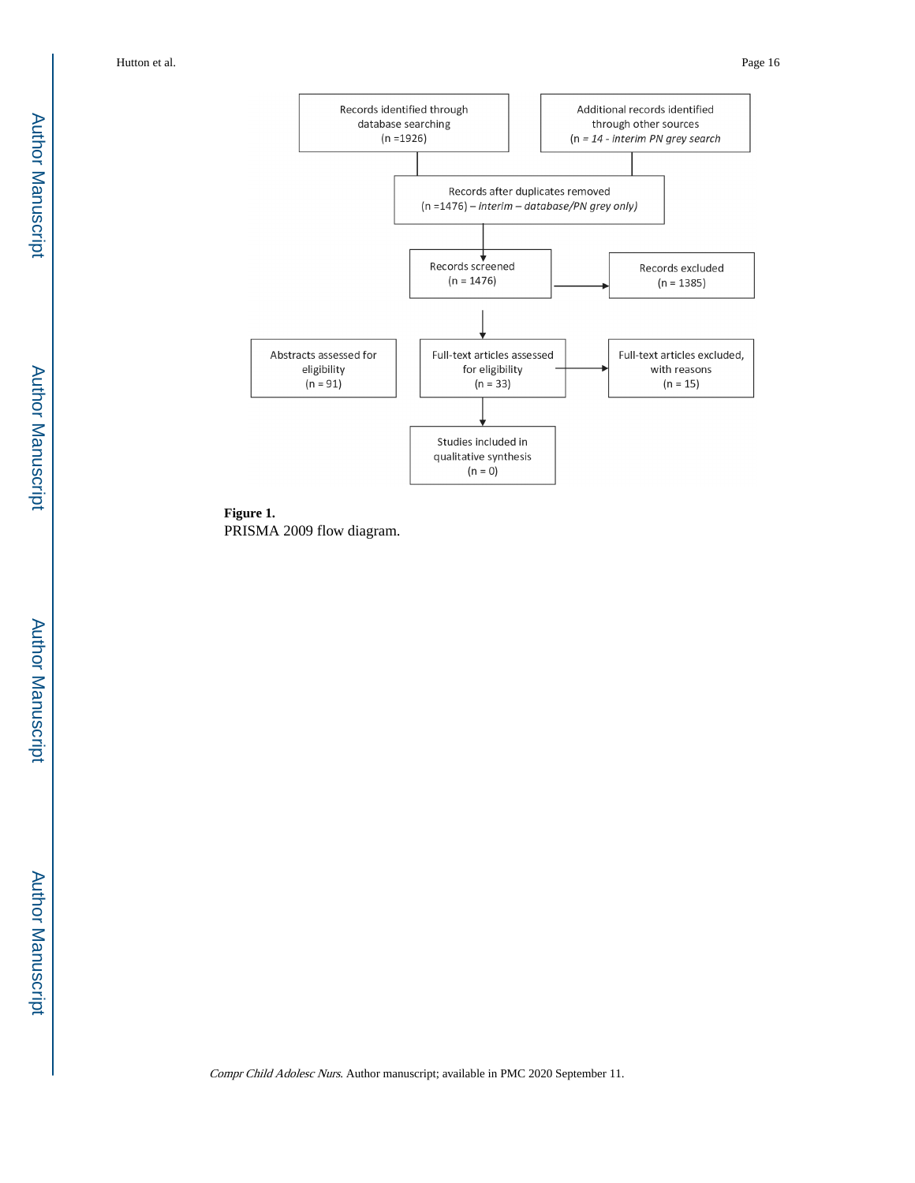Records identified through database searching (n =1926)

Additional records identified through other sources (n = *14 - interim PN grey search*)

Records after duplicates removed (n =1476) – *interim – database/PN grey only)*

Records screened (n = 1476)

Records excluded (n = 1385)

Abstracts assessed for eligibility (n = 91)

Full-text articles assessed for eligibility (n = 33)

Full-text articles excluded, with reasons (n = 15)

Studies included in qualitative synthesis (n = 0)

**Figure 1.**
PRISMA 2009 flow diagram.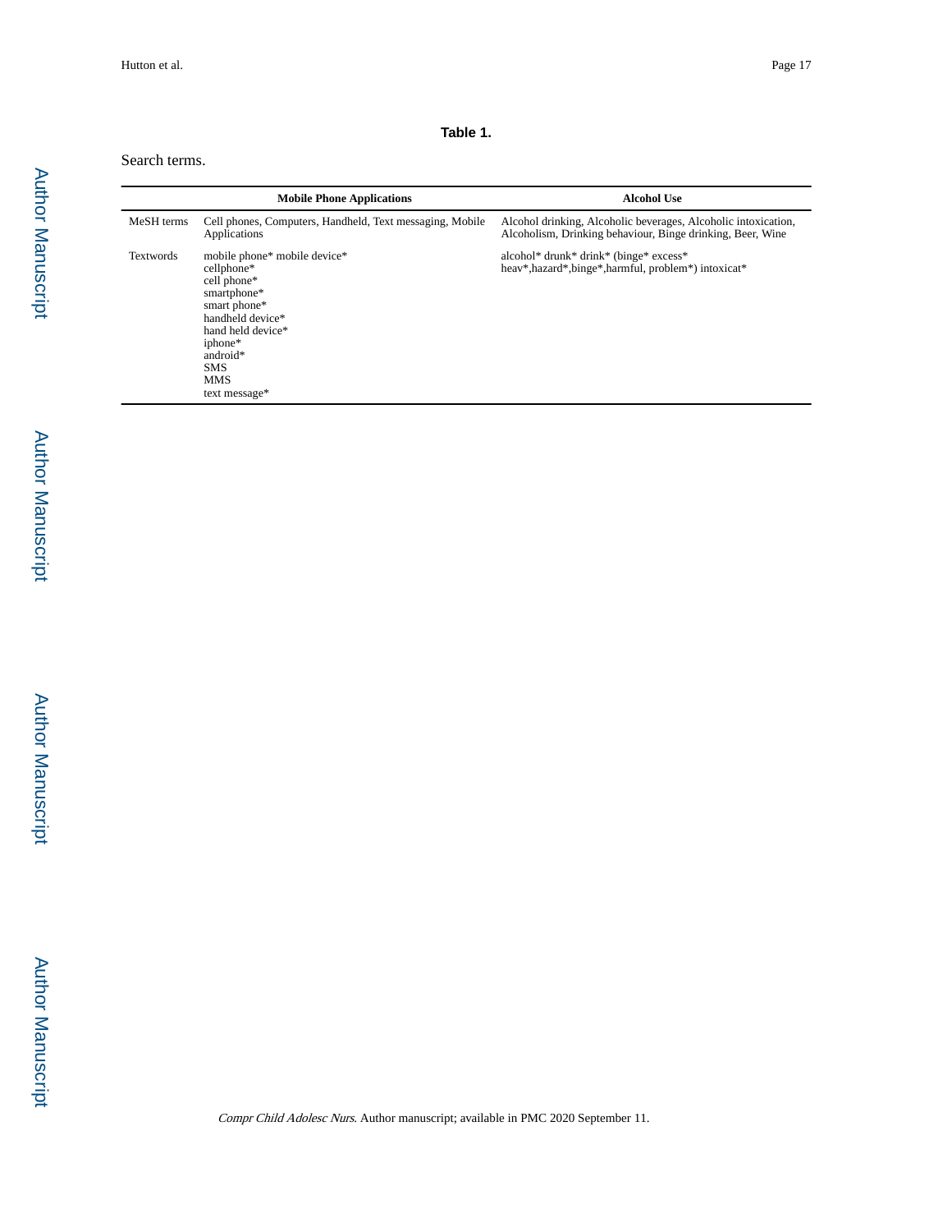**Table 1.**

Search terms.

| | Mobile Phone Applications | Alcohol Use |
|---|---|---|
| MeSH terms | Cell phones, Computers, Handheld, Text messaging, Mobile Applications | Alcohol drinking, Alcoholic beverages, Alcoholic intoxication, Alcoholism, Drinking behaviour, Binge drinking, Beer, Wine |
| Textwords | mobile phone* mobile device*<br>cellphone*<br>cell phone*<br>smartphone*<br>smart phone*<br>handheld device*<br>hand held device*<br>iphone*<br>android*<br>SMS<br>MMS<br>text message* | alcohol* drunk* drink* (binge* excess* heav*,hazard*,binge*,harmful, problem*) intoxicat* |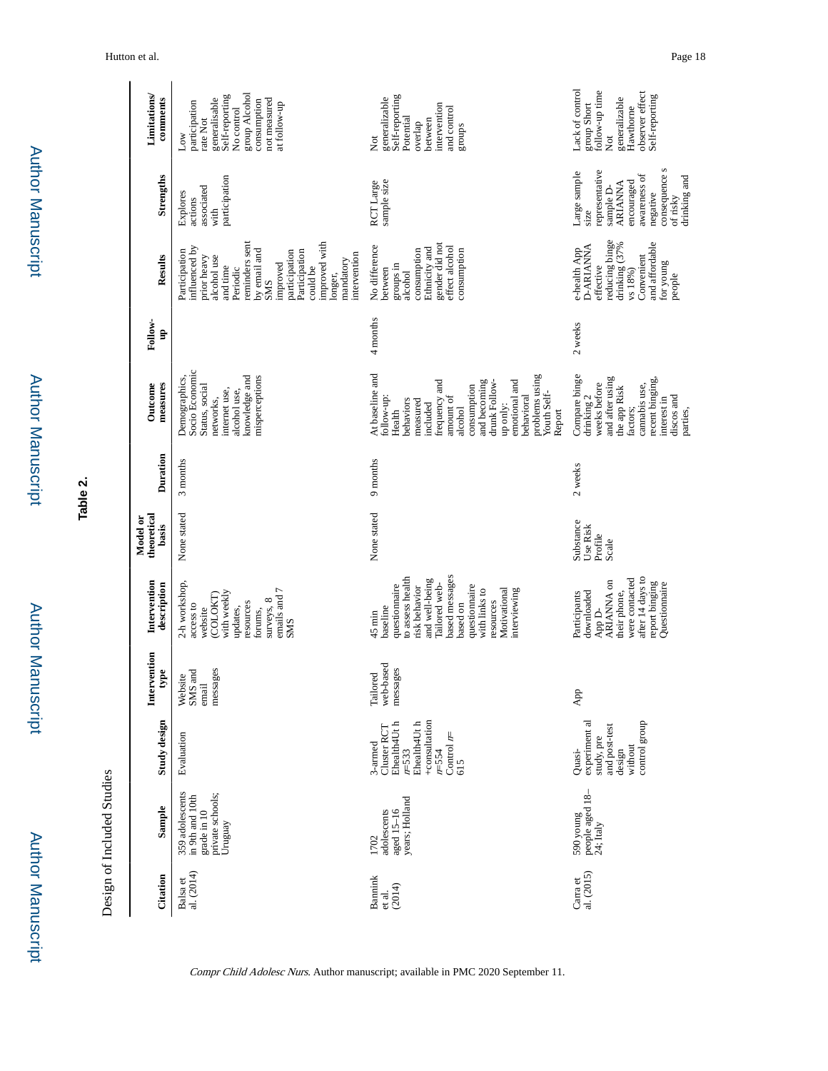**Table 2.**

Design of Included Studies

| Citation | Sample | Study design | Intervention type | Intervention description | Model or theoretical basis | Duration | Outcome measures | Follow-up | Results | Strengths | Limitations/ comments |
|---|---|---|---|---|---|---|---|---|---|---|---|
| Balsa et al. (2014) | 359 adolescents in 9th and 10th grade in 10 private schools; Uruguay | Evaluation | Website SMS and email messages | 2-h workshop, access to website (COLOKT) with weekly updates, resources forums, surveys, 8 emails and 7 SMS | None stated | 3 months | Demographics, Socio Economic Status, social networks, internet use, alcohol use, knowledge and misperceptions | | Participation influenced by prior heavy alcohol use and time Periodic reminders sent by email and SMS improved participation Participation could be improved with longer, mandatory intervention | Explores actions associated with participation | Low participation rate Not generalisable Self-reporting No control group Alcohol consumption not measured at follow-up |
| Bannink et al. (2014) | 1702 adolescents aged 15–16 years; Holland | 3-armed Cluster RCT Ehealth4Uth n=533 Ehealth4Uth +consultation n=554 Control n= 615 | Tailored web-based messages | 45 min baseline questionnaire to assess health risk behavior and well-being Tailored web-based messages based on questionnaire with links to resources Motivational interviewing | None stated | 9 months | At baseline and follow-up: Health behaviors measured included frequency and amount of alcohol consumption and becoming drunk Follow-up only: emotional and behavioral problems using Youth Self-Report | 4 months | No difference between groups in alcohol consumption Ethnicity and gender did not effect alcohol consumption | RCT Large sample size | Not generalizable Self-reporting Potential overlap between intervention and control groups |
| Carra et al. (2015) | 590 young people aged 18–24; Italy | Quasi-experimental study, pre and post-test design without control group | App | Participants downloaded App D-ARIANNA on their phone, were contacted after 14 days to report binging Questionnaire | Substance Use Risk Profile Scale | 2 weeks | Compare binge drinking 2 weeks before and after using the app Risk factors; cannabis use, recent binging, interest in discos and parties, | 2 weeks | e-health App D-ARIANNA effective reducing binge drinking (37% vs 18%) Convenient and affordable for young people | Large sample size representative sample D-ARIANNA encouraged awareness of negative consequence s of risky drinking and | Lack of control group Short follow-up time Not generalizable Hawthorne observer effect Self-reporting |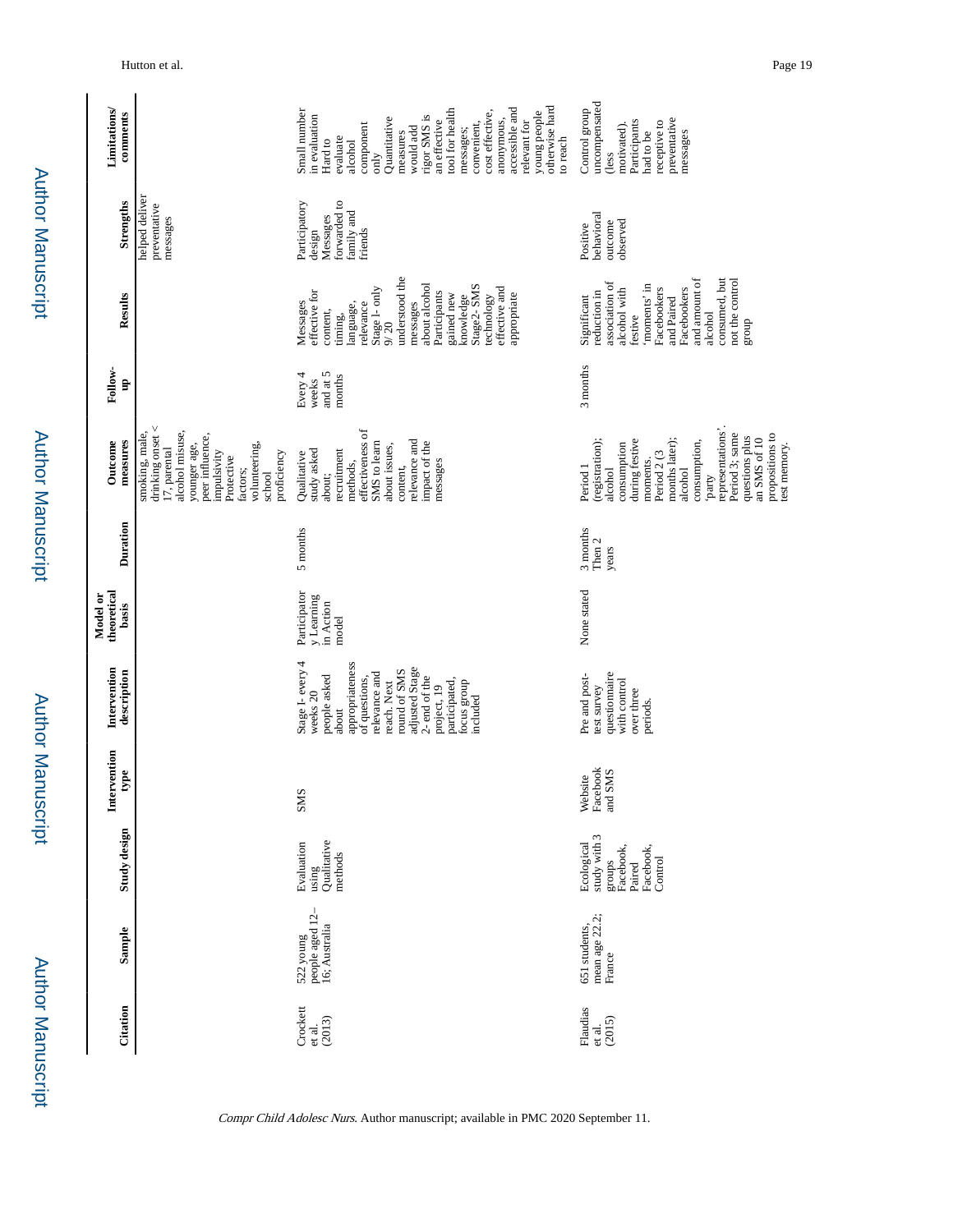| Citation | Sample | Study design | Intervention type | Intervention description | Model or theoretical basis | Duration | Outcome measures | Follow-up | Results | Strengths | Limitations/ comments |
|---|---|---|---|---|---|---|---|---|---|---|---|
| | | | | | | | smoking, male, drinking onset < 17, parental alcohol misuse, younger age, peer influence, impulsivity Protective factors; volunteering, school proficiency | | | helped deliver preventative messages | |
| Crockett et al. (2013) | 522 young people aged 12–16; Australia | Evaluation using Qualitative methods | SMS | Stage 1- every 4 weeks 20 people asked about appropriateness of questions, relevance and reach. Next round of SMS adjusted Stage 2- end of the project, 19 participated, focus group included | Participatory Learning in Action model | 5 months | Qualitative study asked about; recruitment methods, effectiveness of SMS to learn about issues, content, relevance and impact of the messages | Every 4 weeks and at 5 months | Messages effective for content, timing, language, relevance Stage 1- only 9/20 understood the messages about alcohol Participants gained new knowledge Stage2- SMS technology effective and appropriate | Participatory design Messages forwarded to family and friends | Small number in evaluation Hard to evaluate alcohol component only Quantitative measures would add rigor SMS is an effective tool for health messages; convenient, cost effective, anonymous, accessible and relevant for young people otherwise hard to reach |
| Flaudias et al. (2015) | 651 students, mean age 22.2; France | Ecological study with 3 groups Facebook, Paired Facebook, Control | Website Facebook and SMS | Pre and post-test survey questionnaire with control over three periods. | None stated | 3 months Then 2 years | Period 1 (registration); alcohol consumption during festive moments. Period 2 (3 months later); alcohol consumption, 'party representations'. Period 3; same questions plus an SMS of 10 propositions to test memory. | 3 months | Significant reduction in association of alcohol with festive 'moments' in Facebookers and Paired Facebookers and amount of alcohol consumed, but not the control group | Positive behavioral outcome observed | Control group uncompensated (less motivated). Participants had to be receptive to preventative messages |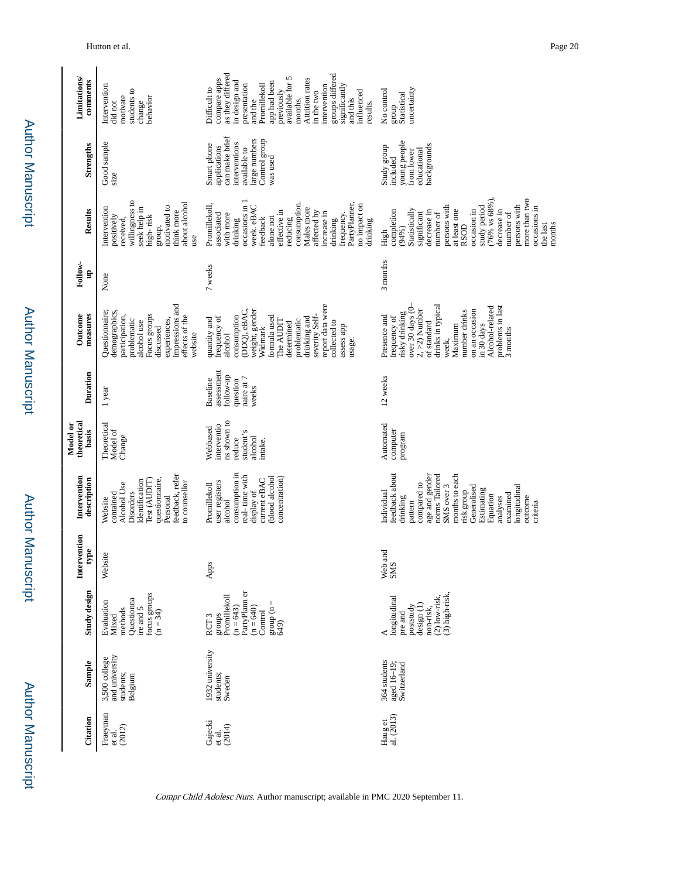| Citation | Sample | Study design | Intervention type | Intervention description | Model or theoretical basis | Duration | Outcome measures | Follow-up | Results | Strengths | Limitations/ comments |
|---|---|---|---|---|---|---|---|---|---|---|---|
| Fraeyman et al. (2012) | 3,500 college and university students; Belgium | Evaluation Mixed methods Questionnaire and 5 focus groups (n = 34) | Website | Website contained Alcohol Use Disorders Identification Test (AUDIT) questionnaire, Personal feedback, refer to counsellor | Theoretical Model of Change | 1 year | Questionnaire; demographics, participation, problematic alcohol use Focus groups discussed experiences, Impressions and effects of the website | None | Intervention positively received, willingness to seek help in high- risk group, motivated to think more about alcohol use | Good sample size | Intervention did not motivate students to change behavior |
| Gajecki et al. (2014) | 1932 university students; Sweden | RCT 3 groups Promillekoll (n = 643) PartyPlanner (n = 640) Control group (n = 649) | Apps | Promillekoll user registers alcohol consumption in real- time with display of current eBAC (blood alcohol concentration) | Webbased interventions shown to reduce student's alcohol intake. | Baseline assessment follow-up questionnaire at 7 weeks | quantity and frequency of alcohol consumption (DDQ), eBAC, weight, gender Widmark formula used The AUDIT determined problematic drinking and severity Self-report data were collected to assess app usage. | 7 weeks | Promillekoll, associated with more drinking occasions in 1 week, eBAC feedback alone not effective in reducing consumption. Males more affected by increase in drinking frequency. PartyPlanner, no impact on drinking | Smart phone applications can make brief interventions available to large numbers Control group was used | Difficult to compare apps as they differed in design and presentation and the Promillekoll app had been previously available for 5 months. Attrition rates in the two intervention groups differed significantly and this influenced results. |
| Haug et al. (2013) | 364 students aged 16–19; Switzerland | A longitudinal pre and poststudy design (1) non-risk, (2) low-risk, (3) high-risk, | Web and SMS | Individual feedback about drinking pattern compared to age and gender norms Tailored SMS over 3 months to each risk group Generalised Estimating Equation analyses examined longitudinal outcome criteria | Automated computer program | 12 weeks | Presence and frequency of risky drinking over 30 days (0–2, >2) Number of standard drinks in typical week, Maximum number drinks on an occasion in 30 days Alcohol-related problems in last 3 months | 3 months | High completion (94%) Statistically significant decrease in number of persons with at least one RSOD occasion in study period (76% vs 68%), decrease in number of persons with more than two occasions in the last months | Study group included young people from lower educational backgrounds | No control group Statistical uncertainty |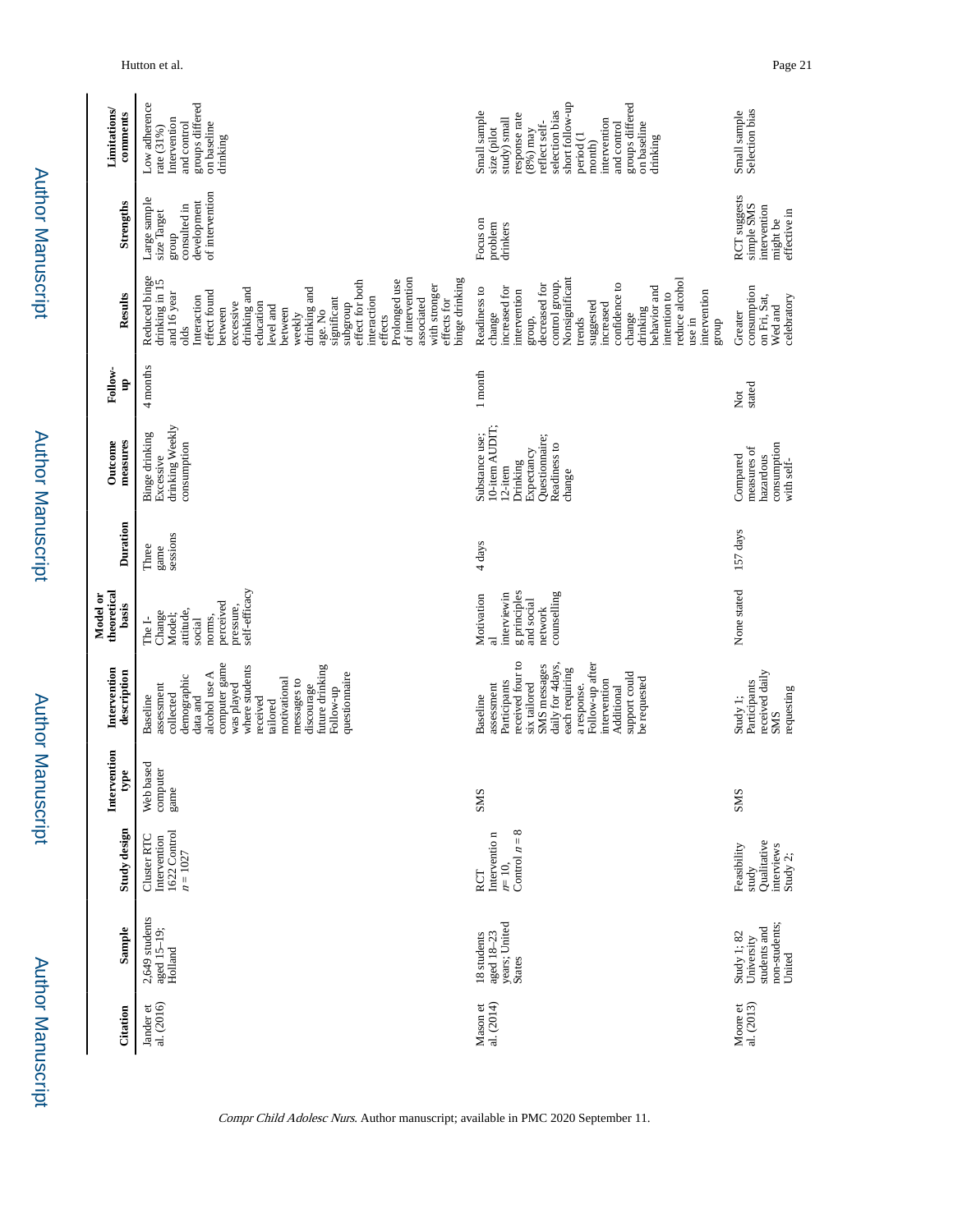| Citation | Sample | Study design | Intervention type | Intervention description | Model or theoretical basis | Duration | Outcome measures | Follow-up | Results | Strengths | Limitations/ comments |
|---|---|---|---|---|---|---|---|---|---|---|---|
| Jander et al. (2016) | 2,649 students aged 15–19; Holland | Cluster RTC Intervention 1622 Control $n = 1027$ | Web based computer game | Baseline assessment collected demographic data and alcohol use A computer game was played where students received tailored motivational messages to discourage future drinking Follow-up questionnaire | The I-Change Model; attitude, social norms, perceived pressure, self-efficacy | Three game sessions | Binge drinking Excessive drinking Weekly consumption | 4 months | Reduced binge drinking in 15 and 16 year olds Interaction effect found between excessive drinking and education level and between weekly drinking and age. No significant subgroup effect for both interaction effects Prolonged use of intervention associated with stronger effects for binge drinking | Large sample size Target group consulted in development of intervention | Low adherence rate (31%) Intervention and control groups differed on baseline drinking |
| Mason et al. (2014) | 18 students aged 18–23 years; United States | RCT Interventio n $n= 10$, Control $n = 8$ | SMS | Baseline assessment Participants received four to six tailored SMS messages daily for 4days, each requiring a response. Follow-up after intervention Additional support could be requested | Motivation al interviewin g principles and social network counselling | 4 days | Substance use; 10-item AUDIT; 12-item Drinking Expectancy Questionnaire; Readiness to change | 1 month | Readiness to change increased for intervention group, decreased for control group. Nonsignificant trends suggested increased confidence to change drinking behavior and intention to reduce alcohol use in intervention group | Focus on problem drinkers | Small sample size (pilot study) small response rate (8%) may reflect self-selection bias short follow-up period (1 month) intervention and control groups differed on baseline drinking |
| Moore et al. (2013) | Study 1; 82 University students and non-students; United | Feasibility study Qualitative interviews Study 2; | SMS | Study 1; Participants received daily SMS requesting | None stated | 157 days | Compared measures of hazardous consumption with self- | Not stated | Greater consumption on Fri, Sat, Wed and celebratory | RCT suggests simple SMS intervention might be effective in | Small sample Selection bias |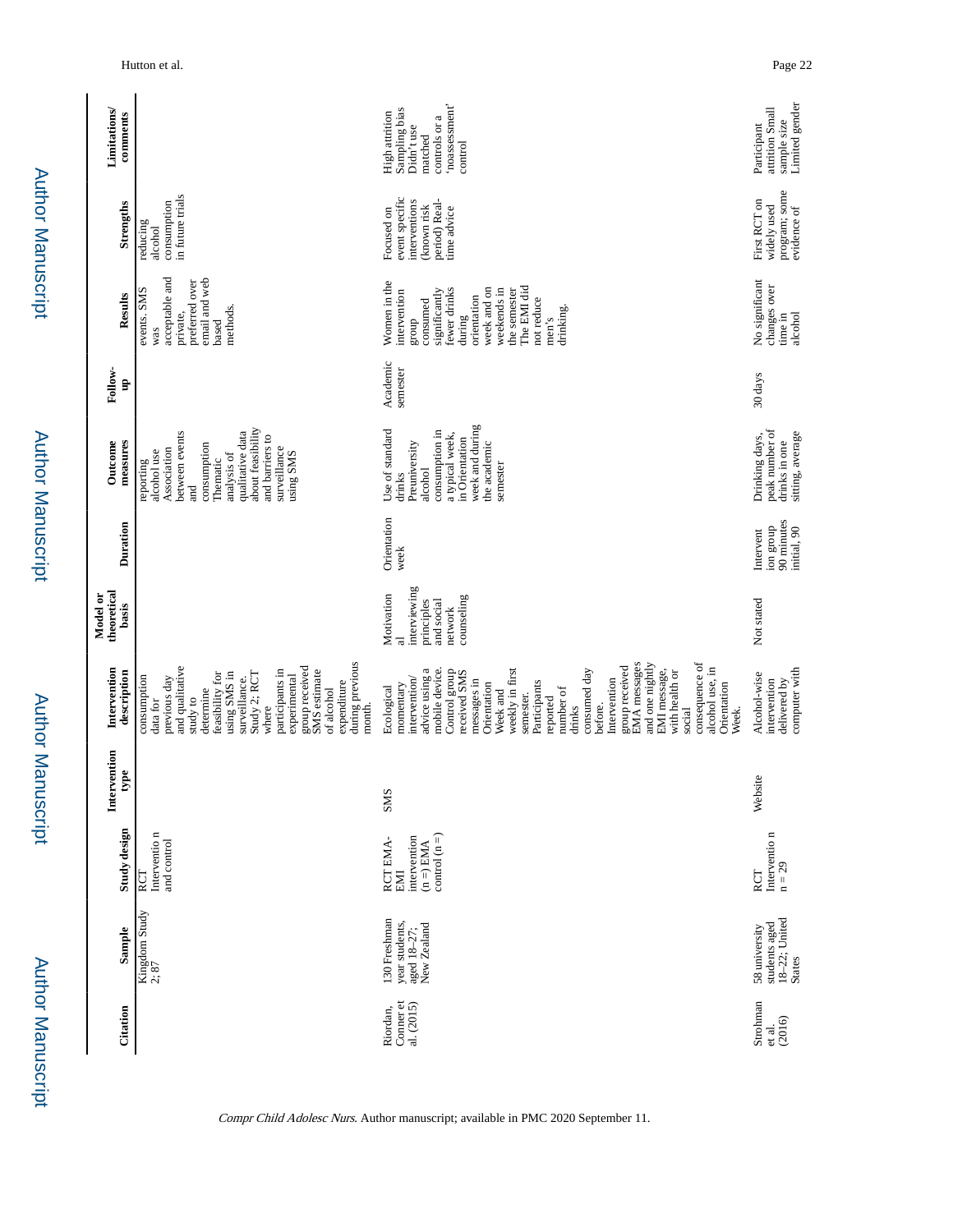| Citation | Sample | Study design | Intervention type | Intervention description | Model or theoretical basis | Duration | Outcome measures | Follow-up | Results | Strengths | Limitations/ comments |
|---|---|---|---|---|---|---|---|---|---|---|---|
| | Kingdom Study 2; 87 | RCT Interventio n and control | | consumption data for previous day and qualitative study to determine feasibility for using SMS in surveillance. Study 2; RCT where participants in experimental group received SMS estimate of alcohol expenditure during previous month. | | | reporting alcohol use Association between events and consumption Thematic analysis of qualitative data about feasibility and barriers to surveillance using SMS | | events. SMS was acceptable and private, preferred over email and web based methods. | reducing alcohol consumption in future trials | |
| Riordan, Conner et al. (2015) | 130 Freshman year students, aged 18–27; New Zealand | RCT EMA-EMI intervention (n =) EMA control (n =) | SMS | Ecological momentary intervention/ advice using a mobile device. Control group received SMS messages in Orientation Week and weekly in first semester. Participants reported number of drinks consumed day before. Intervention group received EMA messages and one nightly EMI message, with health or social consequence of alcohol use, in Orientation Week. | Motivation al interviewing principles and social network counseling | Orientation week | Use of standard drinks Preuniversity alcohol consumption in a typical week, in Orientation week and during the academic semester | Academic semester | Women in the intervention group consumed significantly fewer drinks during orientation week and on weekends in the semester The EMI did not reduce men's drinking. | Focused on event specific interventions (known risk period) Real-time advice | High attrition Sampling bias Didn't use matched controls or a 'noassessment' control |
| Strohman et al. (2016) | 58 university students aged 18–22; United States | RCT Interventio n n = 29 | Website | Alcohol-wise intervention delivered by computer with | Not stated | Intervent ion group 90 minutes initial, 90 | Drinking days, peak number of drinks in one sitting, average | 30 days | No significant changes over time in alcohol | First RCT on widely used program; some evidence of | Participant attrition Small sample size Limited gender |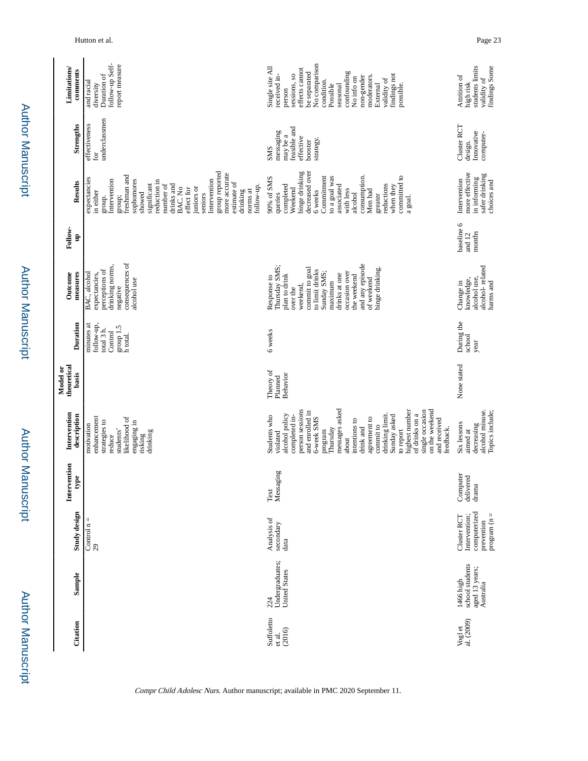| Citation | Sample | Study design | Intervention type | Intervention description | Model or theoretical basis | Duration | Outcome measures | Follow-up | Results | Strengths | Limitations/ comments |
|---|---|---|---|---|---|---|---|---|---|---|---|
| | | Control n = 29 | | motivation enhancement strategies to reduce students' likelihood of engaging in risking drinking | | minutes at follow-up, total 3 h. Control group 1.5 h total. | BAC, alcohol expectancies, perceptions of drinking norms, negative consequences of alcohol use | | expectancies in either group. Intervention group; freshman and sophomores showed significant reduction in number of drinks and BAC. No effect for juniors or seniors Intervention group reported more accurate estimate of drinking norms at follow-up. | effectiveness for underclassmen | and racial diversity Duration of follow-up Self-report measure |
| Suffoletto et al. (2016) | 224 Undergraduates; United States | Analysis of secondary data | Text Messaging | Students who violated alcohol policy completed in-person sessions and enrolled in 6-week SMS program Thursday messages asked about intentions to drink and agreement to commit to drinking limit. Sunday asked to report highest number of drinks on a single occasion on the weekend and received feedback. | Theory of Planned Behavior | 6 weeks | Response to Thursday SMS; plan to drink over the weekend, commit to goal to limit drinks Sunday SMS; maximum drinks at one occasion over the weekend and any episode of weekend binge drinking. | | 90% of SMS queries completed Weekend binge drinking decreased over 6 weeks Commitment to a goal was associated with less alcohol consumption. Men had greater reductions when they committed to a goal. | SMS messaging may be a feasible and effective booster strategy. | Single site All received in-person sessions, so effects cannot be separated No comparison condition. Possible seasonal confounding No info on non-gender moderators. External validity of findings not possible. |
| Vogl et al. (2009) | 1466 high school students aged 13 years; Australia | Cluster RCT Intervention; computerized prevention program (n = | Computer delivered drama | Six lessons aimed at decreasing alcohol misuse. Topics include; | None stated | During the school year | Change in knowledge, alcohol use, alcohol- related harms and | baseline 6 and 12 months | Intervention more effective in informing safer drinking choices and | Cluster RCT design. Innovative computer- | Attrition of high risk students limits validity of findings Some |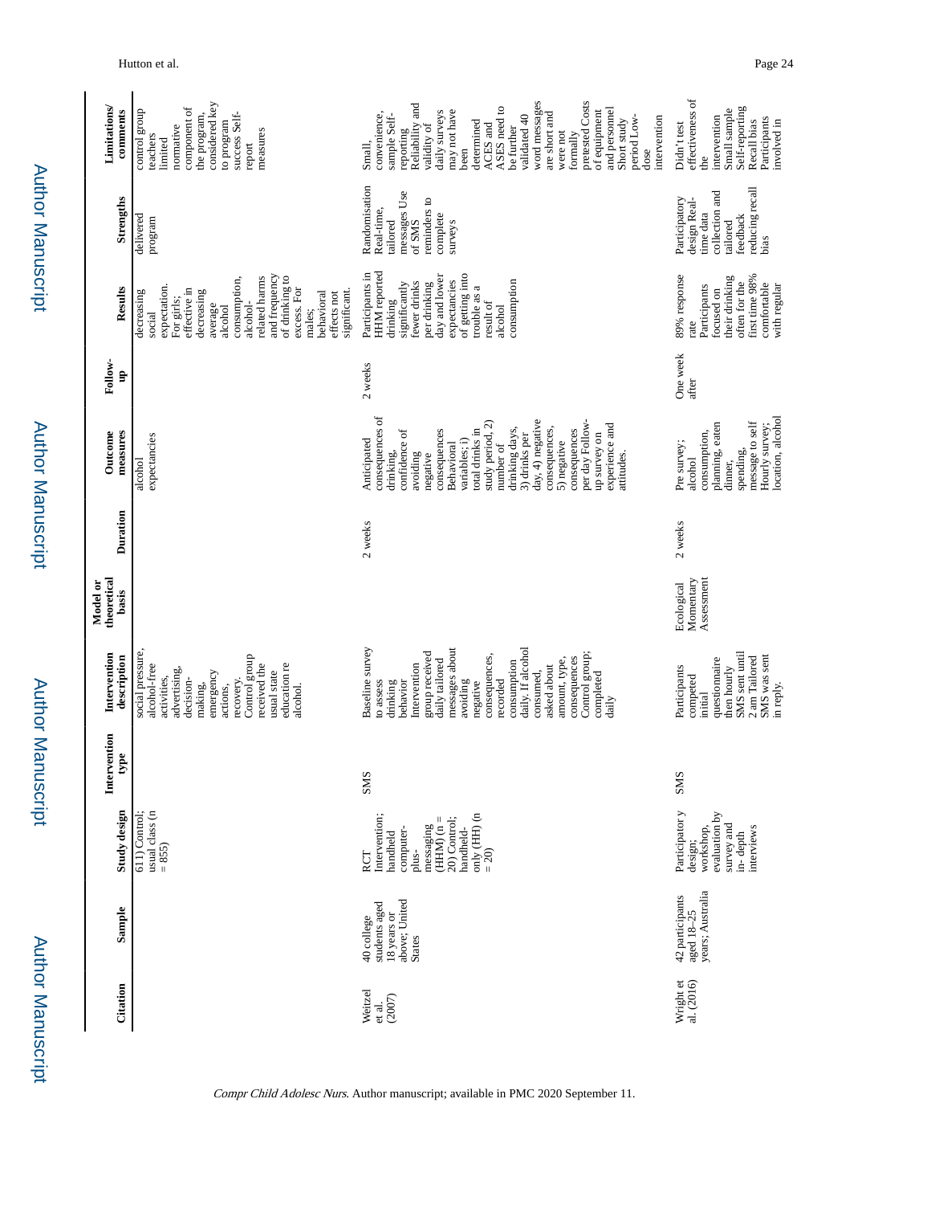| Citation | Sample | Study design | Intervention type | Intervention description | Model or theoretical basis | Duration | Outcome measures | Follow-up | Results | Strengths | Limitations/ comments |
|---|---|---|---|---|---|---|---|---|---|---|---|
| | | 611) Control; usual class (n = 855) | | social pressure, alcohol-free activities, advertising, decision-making, emergency actions, recovery. Control group received the usual state education re alcohol. | | | alcohol expectancies | | decreasing social expectation. For girls; effective in decreasing average alcohol consumption, alcohol-related harms and frequency of drinking to excess. For males; behavioral effects not significant. | delivered program | control group teachers limited normative component of the program, considered key to program success Self-report measures |
| Weitzel et al. (2007) | 40 college students aged 18 years or above; United States | RCT Intervention; handheld computer-plus-messaging (HHM) (n = 20) Control; handheld-only (HH) (n = 20) | SMS | Baseline survey to assess drinking behavior Intervention group received daily tailored messages about avoiding negative consequences, recorded consumption daily. If alcohol consumed, asked about amount, type, consequences Control group; completed daily | | 2 weeks | Anticipated consequences of drinking, confidence of avoiding negative consequences Behavioral variables; i) total drinks in study period, 2) number of drinking days, 3) drinks per day, 4) negative consequences, 5) negative consequences per day Follow-up survey on experience and attitudes. | 2 weeks | Participants in HHM reported drinking significantly fewer drinks per drinking day and lower expectancies of getting into trouble as a result of alcohol consumption | Randomisation Real-time, tailored messages Use of SMS reminders to complete surveys | Small, convenience, sample Self-reporting Reliability and validity of daily surveys may not have been determined ACES and ASES need to be further validated 40 word messages are short and were not formally pretested Costs of equipment and personnel Short study period Low-dose intervention |
| Wright et al. (2016) | 42 participants aged 18–25 years; Australia | Participator y design; workshop, evaluation by survey and in- depth interviews | SMS | Participants competed initial questionnaire then hourly SMS sent until 2 am Tailored SMS was sent in reply. | Ecological Momentary Assessment | 2 weeks | Pre survey; alcohol consumption, planning, eaten dinner, spending, message to self Hourly survey; location, alcohol | One week after | 89% response rate Participants focused on their drinking often for the first time 98% comfortable with regular | Participatory design Real-time data collection and tailored feedback reducing recall bias | Didn't test effectiveness of the intervention Small sample Self-reporting Recall bias Participants involved in |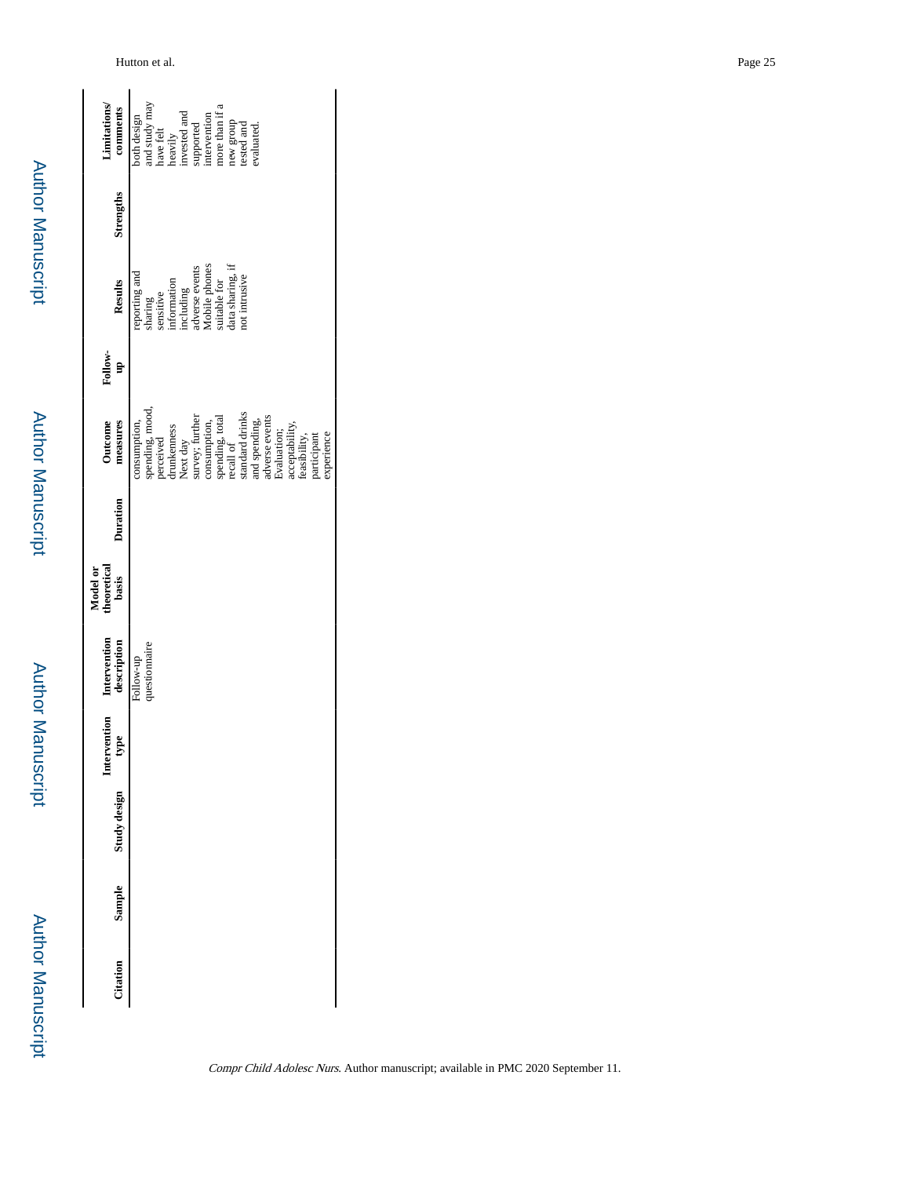| Citation | Sample | Study design | Intervention type | Intervention description | Model or theoretical basis | Duration | Outcome measures | Follow-up | Results | Strengths | Limitations/ comments |
|---|---|---|---|---|---|---|---|---|---|---|---|
| | | | | Follow-up questionnaire | | | consumption, spending, mood, perceived drunkenness Next day survey; further consumption, spending, total recall of standard drinks and spending, adverse events Evaluation; acceptability, feasibility, participant experience | | reporting and sharing sensitive information including adverse events Mobile phones suitable for data sharing, if not intrusive | | both design and study may have felt heavily invested and supported intervention more than if a new group tested and evaluated. |